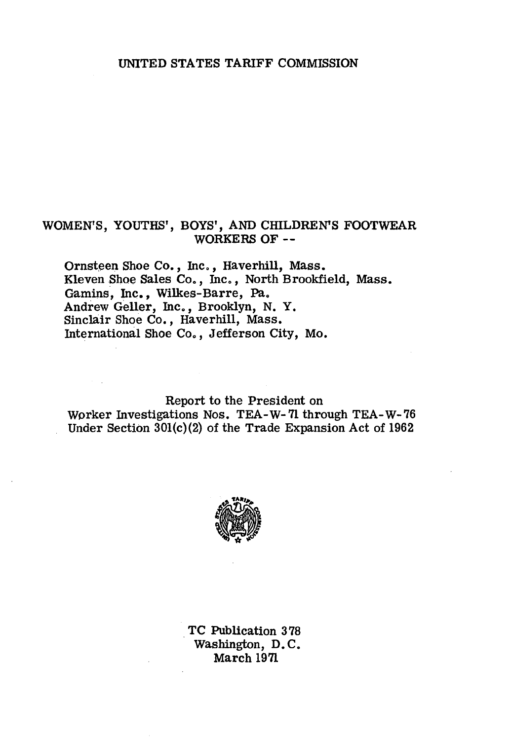# UNITED STATES TARIFF COMMISSION

## WOMEN'S, YOUTHS', BOYS', AND CHILDREN'S FOOTWEAR WORKERS OF --

Ornsteen Shoe Co., Inc., Haverhill, Mass.
Kleven Shoe Sales Co., Inc., North Brookfield, Mass.
Gamins, Inc., Wilkes-Barre, Pa.
Andrew Geller, Inc., Brooklyn, N. Y.
Sinclair Shoe Co., Haverhill, Mass.
International Shoe Co., Jefferson City, Mo.

Report to the President on
Worker Investigations Nos. TEA-W-71 through TEA-W-76
Under Section 301(c)(2) of the Trade Expansion Act of 1962

TC Publication 378
Washington, D. C.
March 1971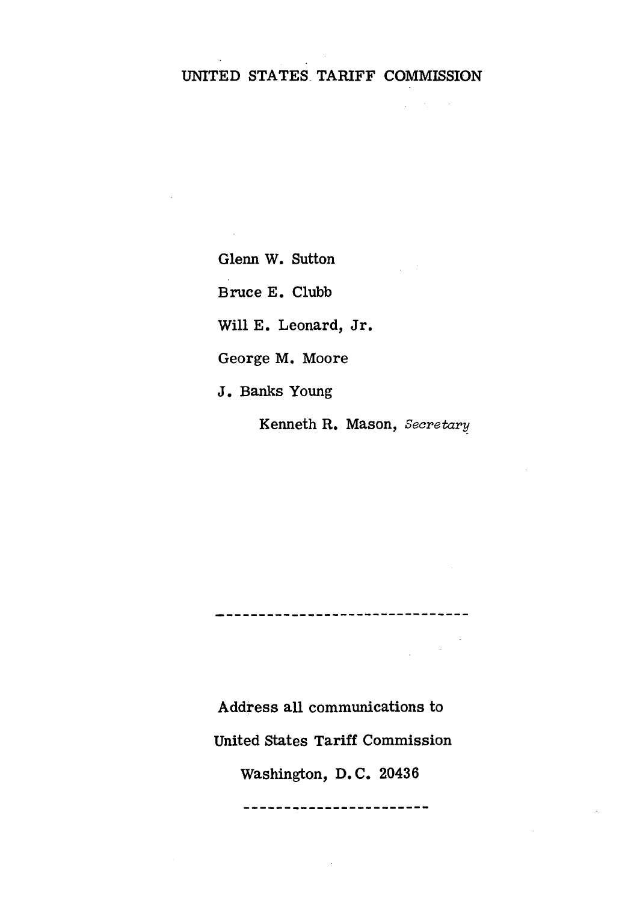UNITED STATES TARIFF COMMISSION

Glenn W. Sutton

Bruce E. Clubb

Will E. Leonard, Jr.

George M. Moore

J. Banks Young

Kenneth R. Mason, *Secretary*

---

Address all communications to

United States Tariff Commission

Washington, D.C. 20436

---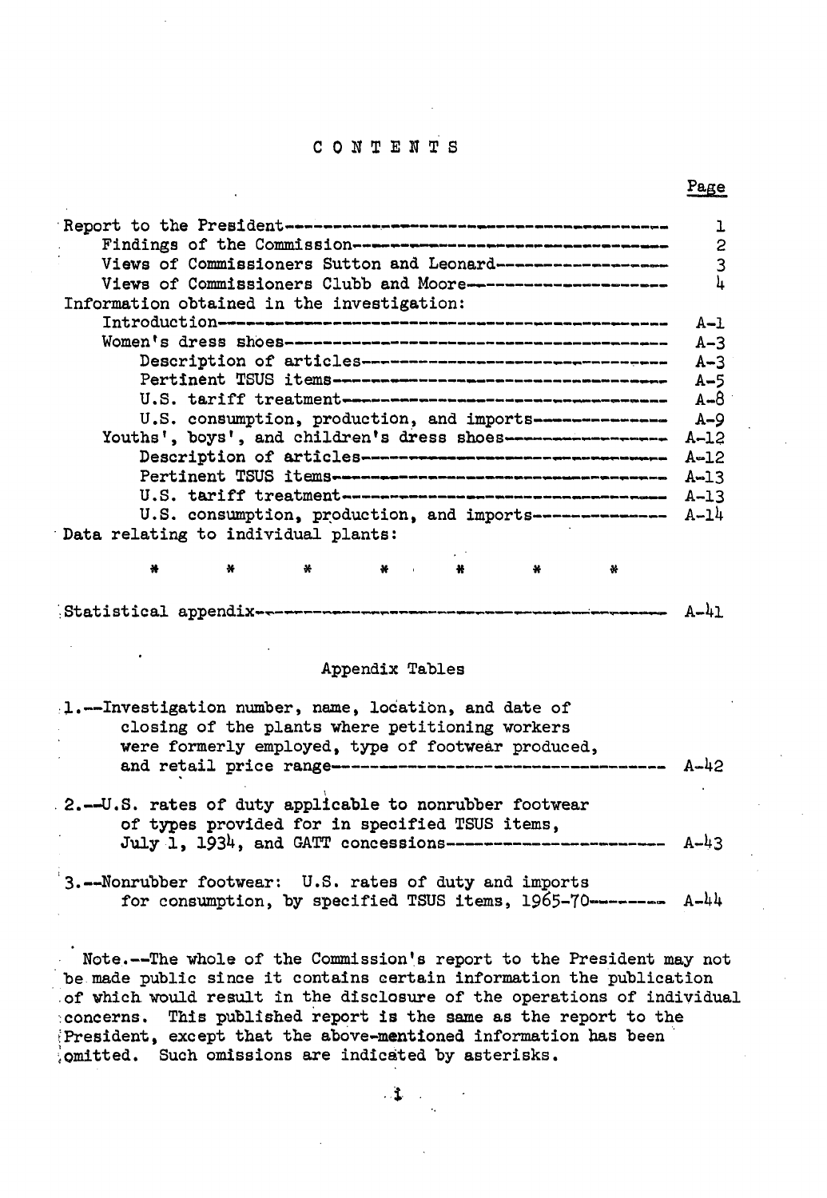# CONTENTS

| | Page |
|---|---|
| Report to the President | 1 |
| Findings of the Commission | 2 |
| Views of Commissioners Sutton and Leonard | 3 |
| Views of Commissioners Clubb and Moore | 4 |
| Information obtained in the investigation: | |
| Introduction | A-1 |
| Women's dress shoes | A-3 |
| Description of articles | A-3 |
| Pertinent TSUS items | A-5 |
| U.S. tariff treatment | A-8 |
| U.S. consumption, production, and imports | A-9 |
| Youths', boys', and children's dress shoes | A-12 |
| Description of articles | A-12 |
| Pertinent TSUS items | A-13 |
| U.S. tariff treatment | A-13 |
| U.S. consumption, production, and imports | A-14 |
| Data relating to individual plants: | |
| * * * * * * * | |
| Statistical appendix | A-41 |

## Appendix Tables

| | Page |
|---|---|
| 1.--Investigation number, name, location, and date of closing of the plants where petitioning workers were formerly employed, type of footwear produced, and retail price range | A-42 |
| 2.--U.S. rates of duty applicable to nonrubber footwear of types provided for in specified TSUS items, July 1, 1934, and GATT concessions | A-43 |
| 3.--Nonrubber footwear: U.S. rates of duty and imports for consumption, by specified TSUS items, 1965-70 | A-44 |

Note.--The whole of the Commission's report to the President may not be made public since it contains certain information the publication of which would result in the disclosure of the operations of individual concerns. This published report is the same as the report to the President, except that the above-mentioned information has been omitted. Such omissions are indicated by asterisks.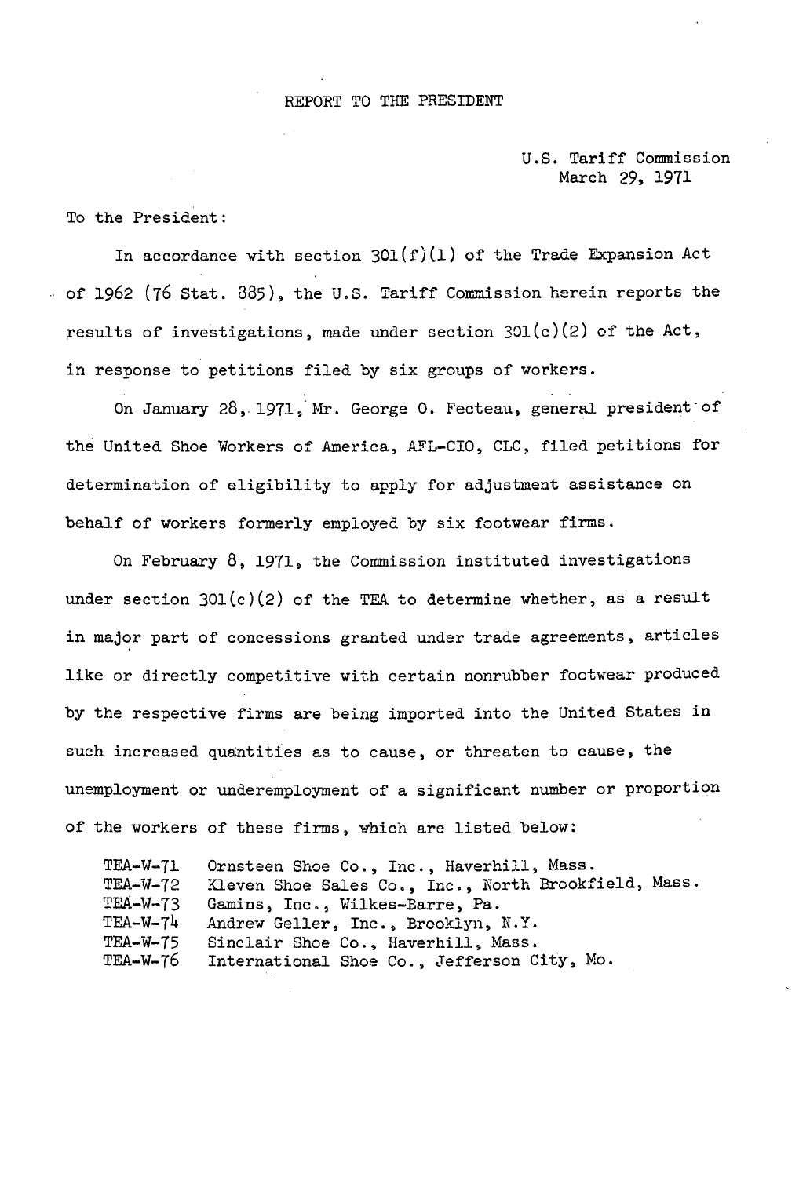# REPORT TO THE PRESIDENT

U.S. Tariff Commission
March 29, 1971

To the President:

In accordance with section 301(f)(1) of the Trade Expansion Act of 1962 (76 Stat. 885), the U.S. Tariff Commission herein reports the results of investigations, made under section 301(c)(2) of the Act, in response to petitions filed by six groups of workers.

On January 28, 1971, Mr. George O. Fecteau, general president of the United Shoe Workers of America, AFL-CIO, CLC, filed petitions for determination of eligibility to apply for adjustment assistance on behalf of workers formerly employed by six footwear firms.

On February 8, 1971, the Commission instituted investigations under section 301(c)(2) of the TEA to determine whether, as a result in major part of concessions granted under trade agreements, articles like or directly competitive with certain nonrubber footwear produced by the respective firms are being imported into the United States in such increased quantities as to cause, or threaten to cause, the unemployment or underemployment of a significant number or proportion of the workers of these firms, which are listed below:

| | |
|---|---|
| TEA-W-71 | Ornsteen Shoe Co., Inc., Haverhill, Mass. |
| TEA-W-72 | Kleven Shoe Sales Co., Inc., North Brookfield, Mass. |
| TEA-W-73 | Gamins, Inc., Wilkes-Barre, Pa. |
| TEA-W-74 | Andrew Geller, Inc., Brooklyn, N.Y. |
| TEA-W-75 | Sinclair Shoe Co., Haverhill, Mass. |
| TEA-W-76 | International Shoe Co., Jefferson City, Mo. |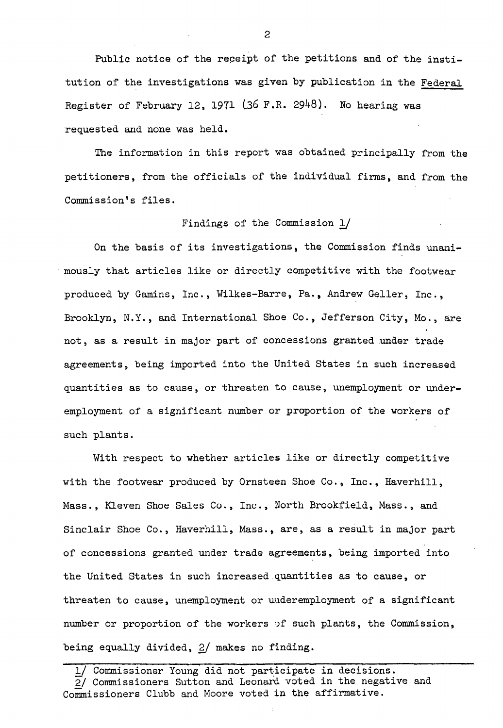Public notice of the receipt of the petitions and of the institution of the investigations was given by publication in the Federal Register of February 12, 1971 (36 F.R. 2948). No hearing was requested and none was held.

The information in this report was obtained principally from the petitioners, from the officials of the individual firms, and from the Commission's files.

## Findings of the Commission [1]

On the basis of its investigations, the Commission finds unanimously that articles like or directly competitive with the footwear produced by Gamins, Inc., Wilkes-Barre, Pa., Andrew Geller, Inc., Brooklyn, N.Y., and International Shoe Co., Jefferson City, Mo., are not, as a result in major part of concessions granted under trade agreements, being imported into the United States in such increased quantities as to cause, or threaten to cause, unemployment or underemployment of a significant number or proportion of the workers of such plants.

With respect to whether articles like or directly competitive with the footwear produced by Ornsteen Shoe Co., Inc., Haverhill, Mass., Kleven Shoe Sales Co., Inc., North Brookfield, Mass., and Sinclair Shoe Co., Haverhill, Mass., are, as a result in major part of concessions granted under trade agreements, being imported into the United States in such increased quantities as to cause, or threaten to cause, unemployment or underemployment of a significant number or proportion of the workers of such plants, the Commission, being equally divided, [2] makes no finding.

---

1/ Commissioner Young did not participate in decisions.
2/ Commissioners Sutton and Leonard voted in the negative and Commissioners Clubb and Moore voted in the affirmative.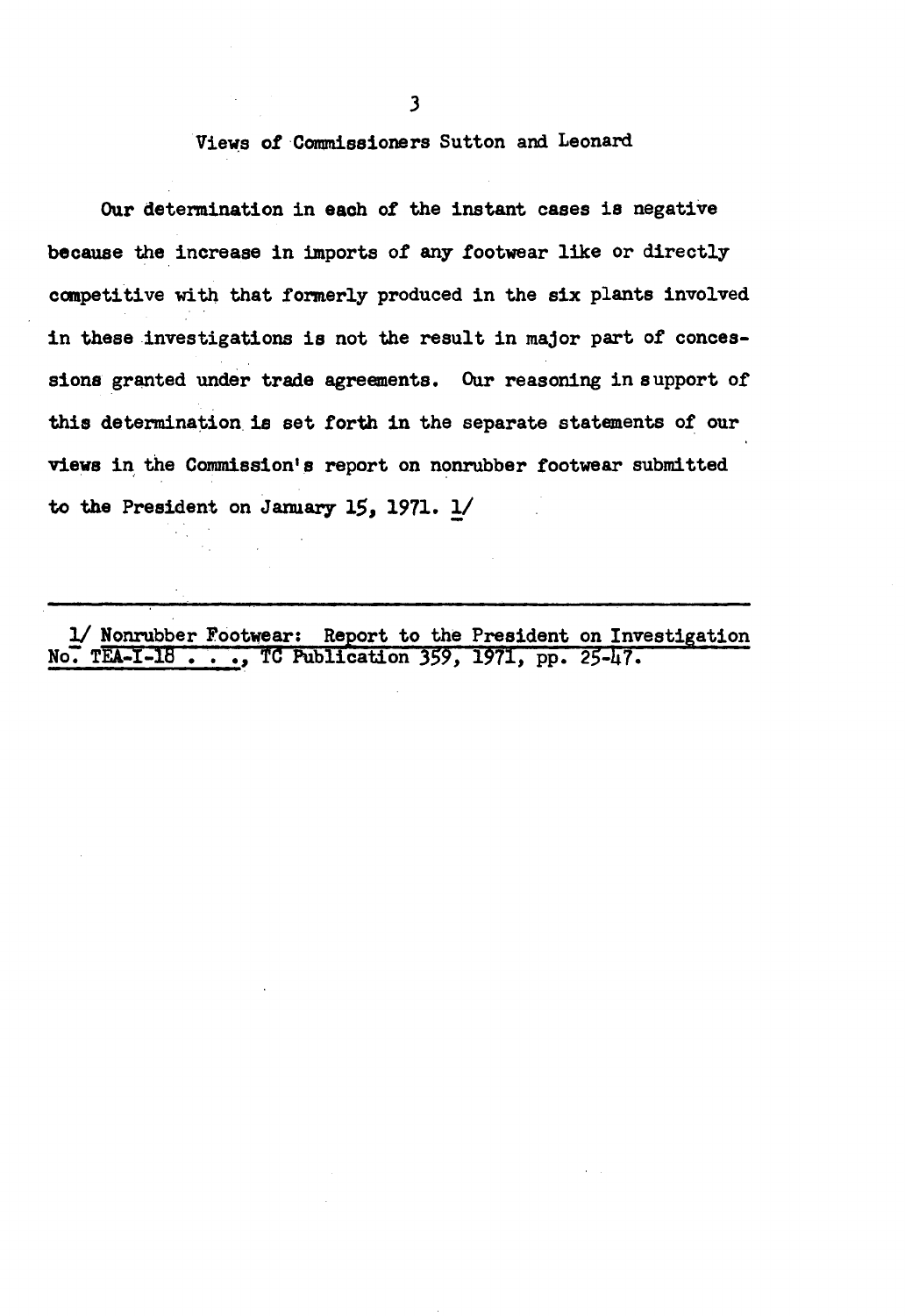## Views of Commissioners Sutton and Leonard

Our determination in each of the instant cases is negative because the increase in imports of any footwear like or directly competitive with that formerly produced in the six plants involved in these investigations is not the result in major part of concessions granted under trade agreements. Our reasoning in support of this determination is set forth in the separate statements of our views in the Commission's report on nonrubber footwear submitted to the President on January 15, 1971. 1/

---

1/ Nonrubber Footwear: Report to the President on Investigation No. TEA-I-18 . . ., TC Publication 359, 1971, pp. 25-47.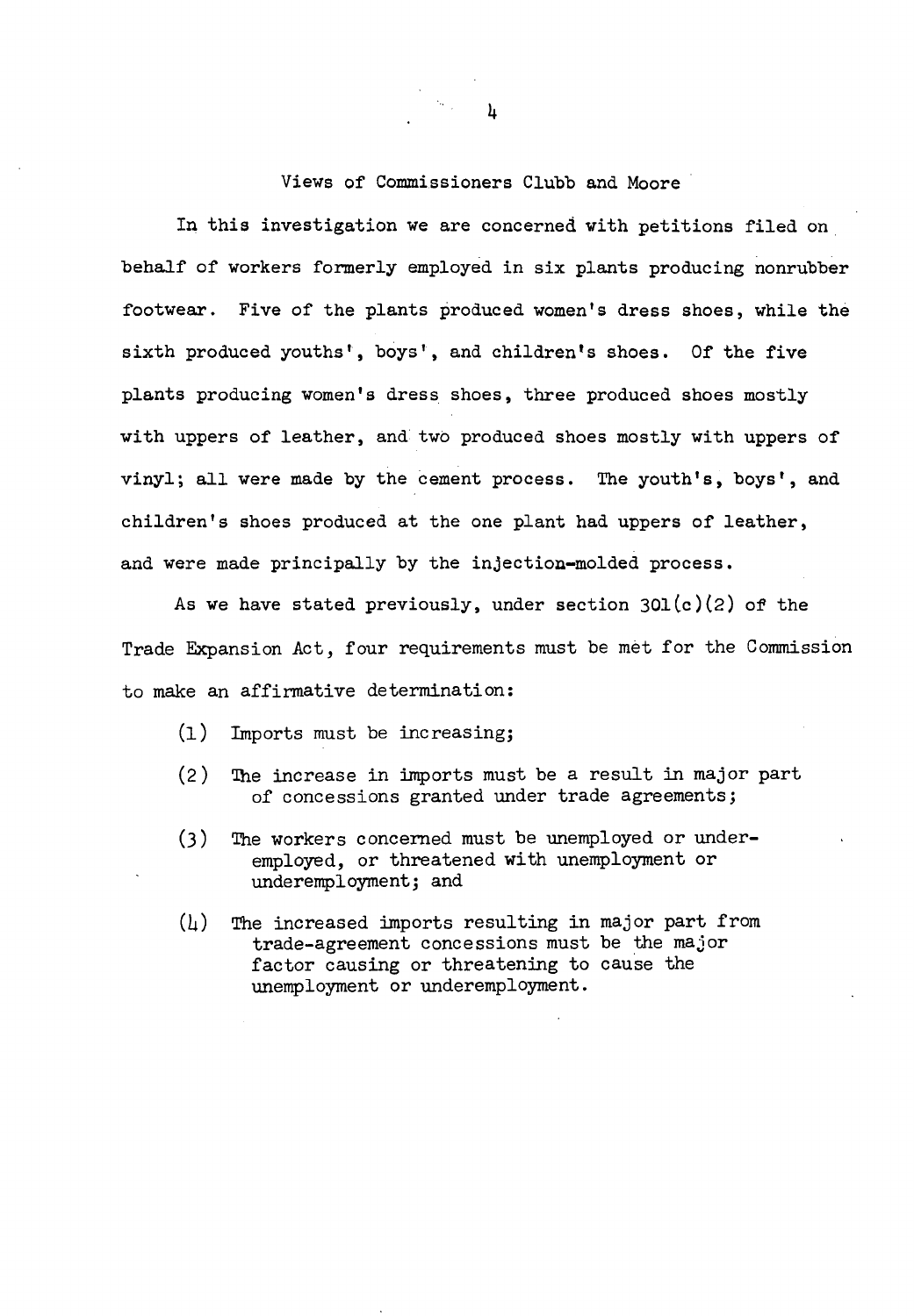## Views of Commissioners Clubb and Moore

In this investigation we are concerned with petitions filed on behalf of workers formerly employed in six plants producing nonrubber footwear. Five of the plants produced women's dress shoes, while the sixth produced youths', boys', and children's shoes. Of the five plants producing women's dress shoes, three produced shoes mostly with uppers of leather, and two produced shoes mostly with uppers of vinyl; all were made by the cement process. The youth's, boys', and children's shoes produced at the one plant had uppers of leather, and were made principally by the injection-molded process.

As we have stated previously, under section 301(c)(2) of the Trade Expansion Act, four requirements must be met for the Commission to make an affirmative determination:

(1) Imports must be increasing;

(2) The increase in imports must be a result in major part of concessions granted under trade agreements;

(3) The workers concerned must be unemployed or underemployed, or threatened with unemployment or underemployment; and

(4) The increased imports resulting in major part from trade-agreement concessions must be the major factor causing or threatening to cause the unemployment or underemployment.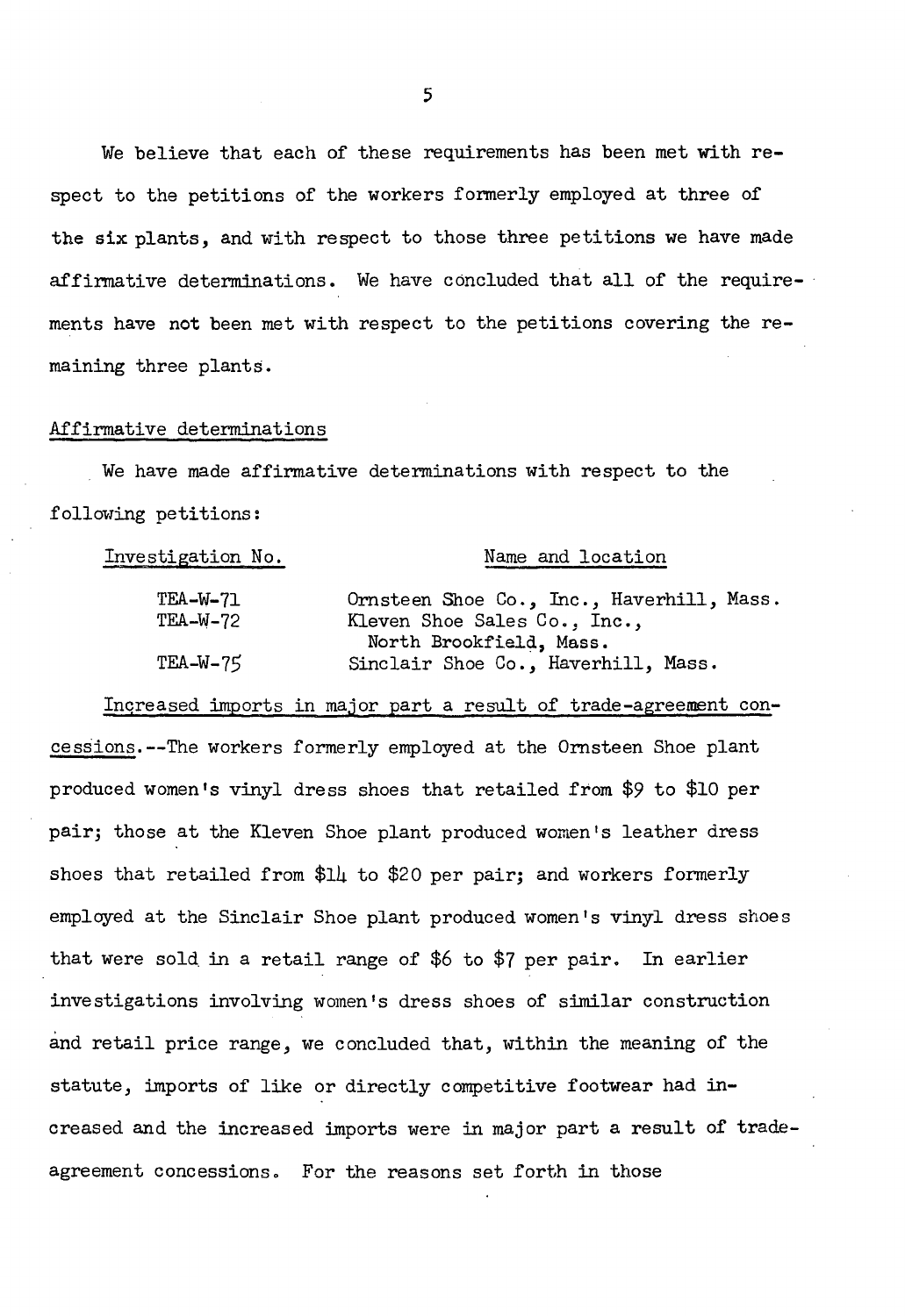We believe that each of these requirements has been met with respect to the petitions of the workers formerly employed at three of the six plants, and with respect to those three petitions we have made affirmative determinations. We have concluded that all of the requirements have not been met with respect to the petitions covering the remaining three plants.

## Affirmative determinations

We have made affirmative determinations with respect to the following petitions:

| Investigation No. | Name and location |
|---|---|
| TEA-W-71 | Ornsteen Shoe Co., Inc., Haverhill, Mass. |
| TEA-W-72 | Kleven Shoe Sales Co., Inc., North Brookfield, Mass. |
| TEA-W-75 | Sinclair Shoe Co., Haverhill, Mass. |

Increased imports in major part a result of trade-agreement concessions.--The workers formerly employed at the Ornsteen Shoe plant produced women's vinyl dress shoes that retailed from $9 to $10 per pair; those at the Kleven Shoe plant produced women's leather dress shoes that retailed from $14 to $20 per pair; and workers formerly employed at the Sinclair Shoe plant produced women's vinyl dress shoes that were sold in a retail range of $6 to $7 per pair. In earlier investigations involving women's dress shoes of similar construction and retail price range, we concluded that, within the meaning of the statute, imports of like or directly competitive footwear had increased and the increased imports were in major part a result of trade-agreement concessions. For the reasons set forth in those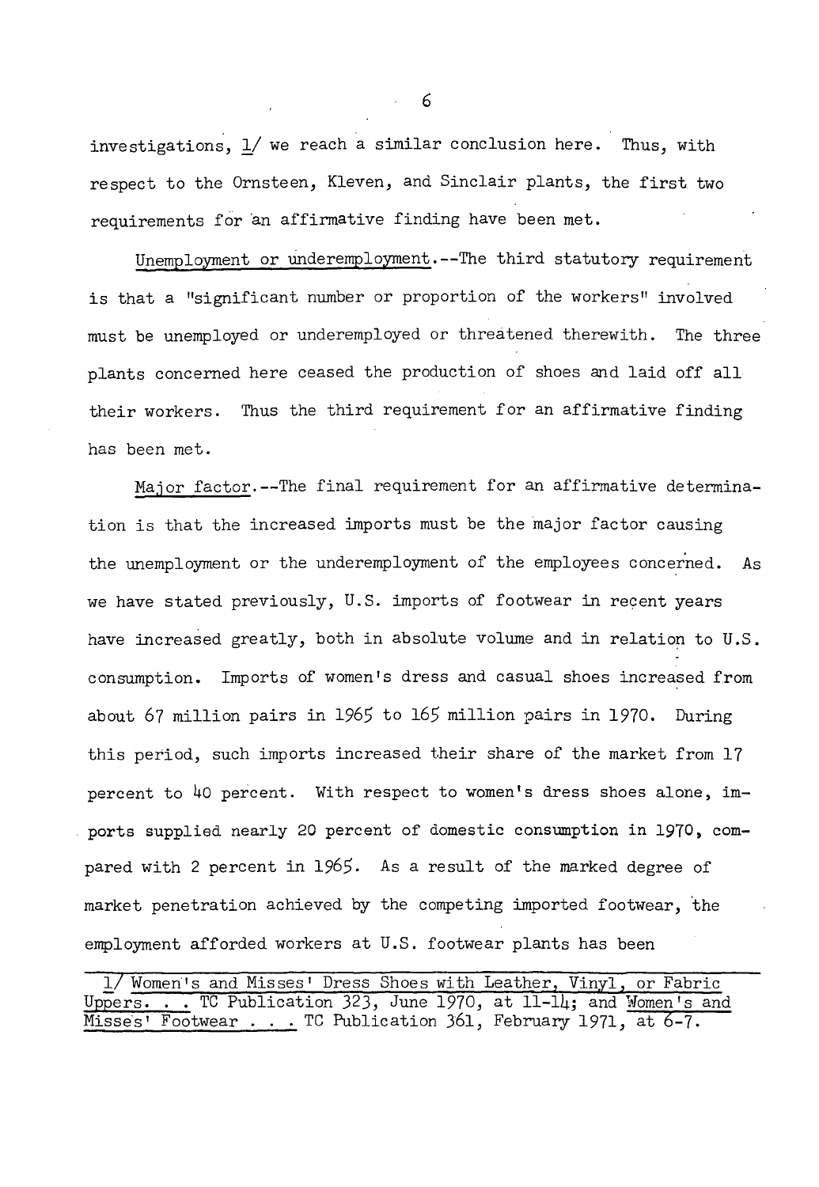investigations, 1/ we reach a similar conclusion here. Thus, with respect to the Ornsteen, Kleven, and Sinclair plants, the first two requirements for an affirmative finding have been met.

Unemployment or underemployment.--The third statutory requirement is that a "significant number or proportion of the workers" involved must be unemployed or underemployed or threatened therewith. The three plants concerned here ceased the production of shoes and laid off all their workers. Thus the third requirement for an affirmative finding has been met.

Major factor.--The final requirement for an affirmative determination is that the increased imports must be the major factor causing the unemployment or the underemployment of the employees concerned. As we have stated previously, U.S. imports of footwear in recent years have increased greatly, both in absolute volume and in relation to U.S. consumption. Imports of women's dress and casual shoes increased from about 67 million pairs in 1965 to 165 million pairs in 1970. During this period, such imports increased their share of the market from 17 percent to 40 percent. With respect to women's dress shoes alone, imports supplied nearly 20 percent of domestic consumption in 1970, compared with 2 percent in 1965. As a result of the marked degree of market penetration achieved by the competing imported footwear, the employment afforded workers at U.S. footwear plants has been

---

1/ Women's and Misses' Dress Shoes with Leather, Vinyl, or Fabric Uppers. . . TC Publication 323, June 1970, at 11-14; and Women's and Misses' Footwear . . . TC Publication 361, February 1971, at 6-7.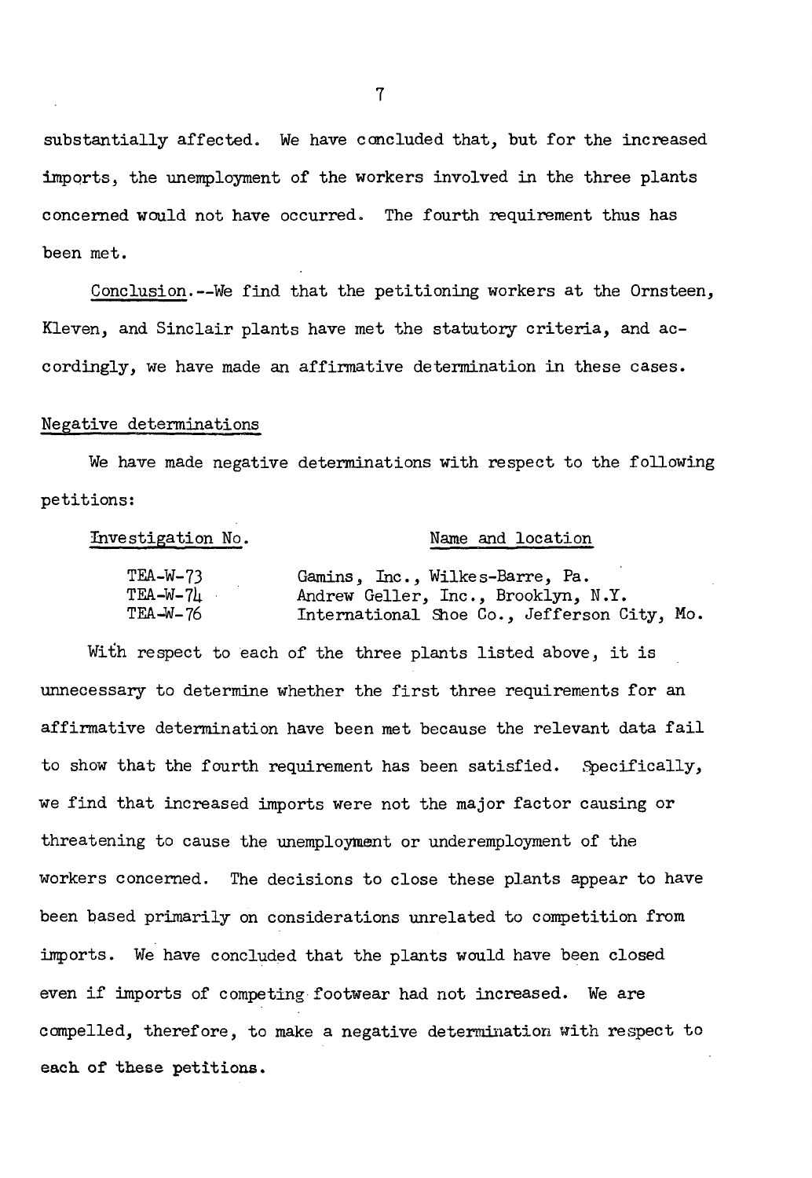substantially affected. We have concluded that, but for the increased imports, the unemployment of the workers involved in the three plants concerned would not have occurred. The fourth requirement thus has been met.

Conclusion.--We find that the petitioning workers at the Ornsteen, Kleven, and Sinclair plants have met the statutory criteria, and accordingly, we have made an affirmative determination in these cases.

Negative determinations

We have made negative determinations with respect to the following petitions:

| Investigation No. | Name and location |
|---|---|
| TEA-W-73 | Gamins, Inc., Wilkes-Barre, Pa. |
| TEA-W-74 | Andrew Geller, Inc., Brooklyn, N.Y. |
| TEA-W-76 | International Shoe Co., Jefferson City, Mo. |

With respect to each of the three plants listed above, it is unnecessary to determine whether the first three requirements for an affirmative determination have been met because the relevant data fail to show that the fourth requirement has been satisfied. Specifically, we find that increased imports were not the major factor causing or threatening to cause the unemployment or underemployment of the workers concerned. The decisions to close these plants appear to have been based primarily on considerations unrelated to competition from imports. We have concluded that the plants would have been closed even if imports of competing footwear had not increased. We are compelled, therefore, to make a negative determination with respect to each of these petitions.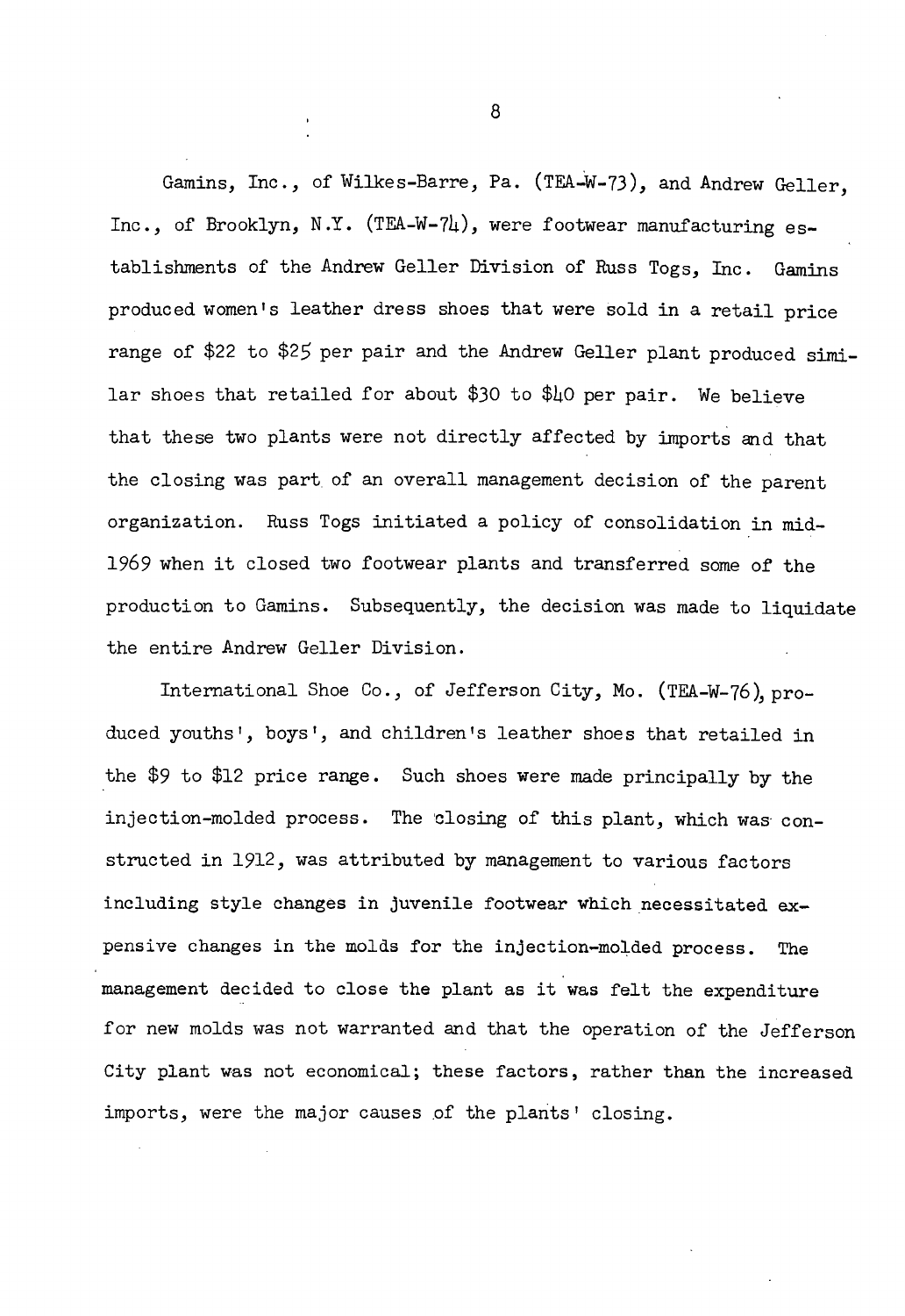Gamins, Inc., of Wilkes-Barre, Pa. (TEA-W-73), and Andrew Geller, Inc., of Brooklyn, N.Y. (TEA-W-74), were footwear manufacturing establishments of the Andrew Geller Division of Russ Togs, Inc. Gamins produced women's leather dress shoes that were sold in a retail price range of $22 to $25 per pair and the Andrew Geller plant produced similar shoes that retailed for about $30 to $40 per pair. We believe that these two plants were not directly affected by imports and that the closing was part of an overall management decision of the parent organization. Russ Togs initiated a policy of consolidation in mid-1969 when it closed two footwear plants and transferred some of the production to Gamins. Subsequently, the decision was made to liquidate the entire Andrew Geller Division.

International Shoe Co., of Jefferson City, Mo. (TEA-W-76), produced youths', boys', and children's leather shoes that retailed in the $9 to $12 price range. Such shoes were made principally by the injection-molded process. The closing of this plant, which was constructed in 1912, was attributed by management to various factors including style changes in juvenile footwear which necessitated expensive changes in the molds for the injection-molded process. The management decided to close the plant as it was felt the expenditure for new molds was not warranted and that the operation of the Jefferson City plant was not economical; these factors, rather than the increased imports, were the major causes of the plants' closing.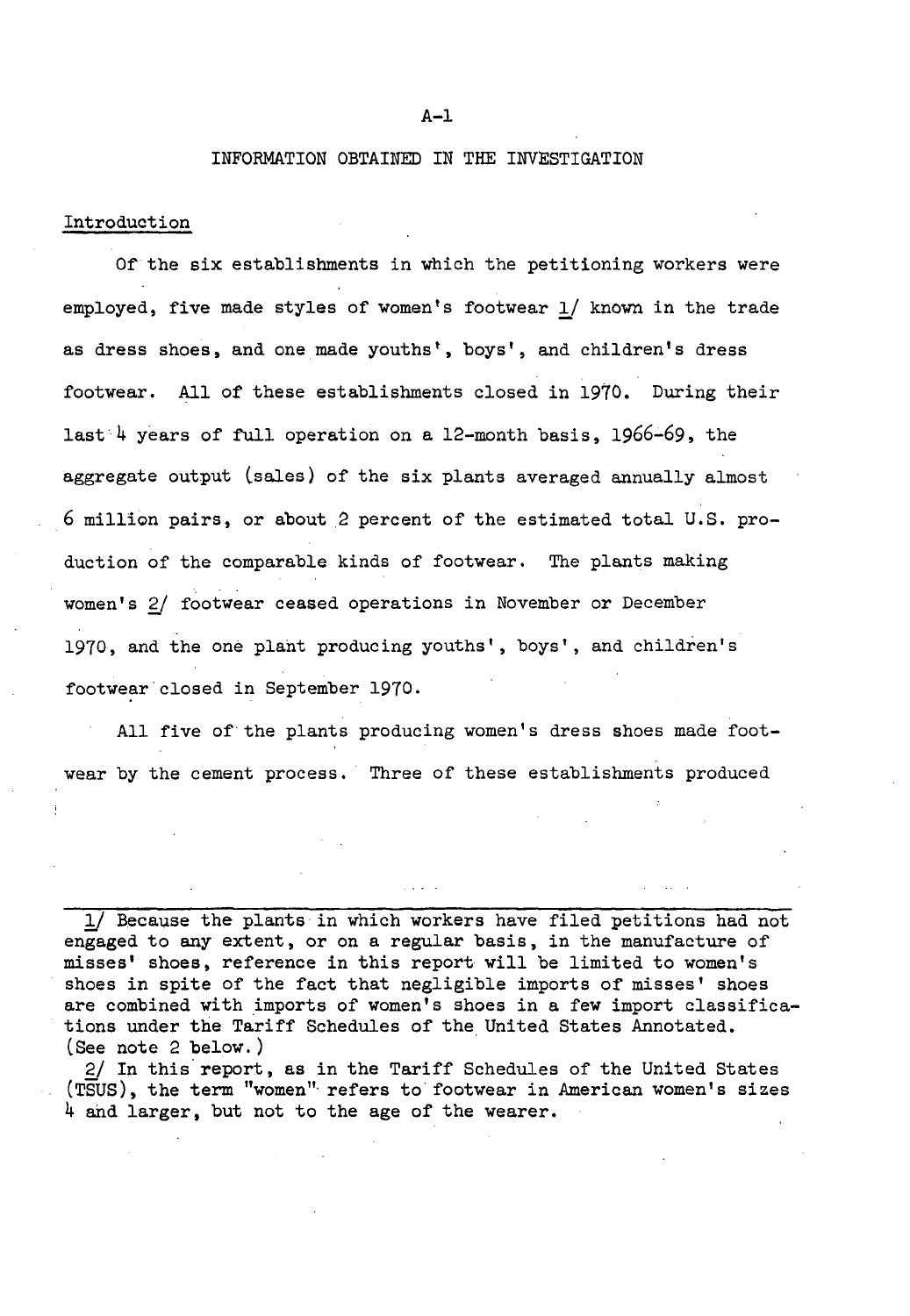# INFORMATION OBTAINED IN THE INVESTIGATION

## Introduction

Of the six establishments in which the petitioning workers were employed, five made styles of women's footwear 1/ known in the trade as dress shoes, and one made youths', boys', and children's dress footwear. All of these establishments closed in 1970. During their last 4 years of full operation on a 12-month basis, 1966-69, the aggregate output (sales) of the six plants averaged annually almost 6 million pairs, or about 2 percent of the estimated total U.S. production of the comparable kinds of footwear. The plants making women's 2/ footwear ceased operations in November or December 1970, and the one plant producing youths', boys', and children's footwear closed in September 1970.

All five of the plants producing women's dress shoes made footwear by the cement process. Three of these establishments produced

---

1/ Because the plants in which workers have filed petitions had not engaged to any extent, or on a regular basis, in the manufacture of misses' shoes, reference in this report will be limited to women's shoes in spite of the fact that negligible imports of misses' shoes are combined with imports of women's shoes in a few import classifications under the Tariff Schedules of the United States Annotated. (See note 2 below.)

2/ In this report, as in the Tariff Schedules of the United States (TSUS), the term "women" refers to footwear in American women's sizes 4 and larger, but not to the age of the wearer.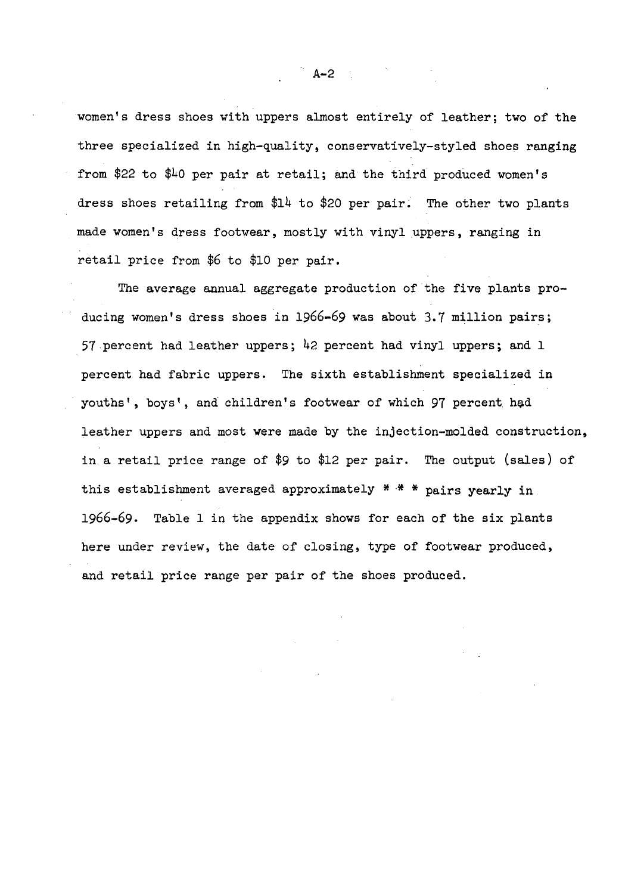women's dress shoes with uppers almost entirely of leather; two of the three specialized in high-quality, conservatively-styled shoes ranging from $22 to $40 per pair at retail; and the third produced women's dress shoes retailing from $14 to $20 per pair. The other two plants made women's dress footwear, mostly with vinyl uppers, ranging in retail price from $6 to $10 per pair.

The average annual aggregate production of the five plants producing women's dress shoes in 1966-69 was about 3.7 million pairs; 57 percent had leather uppers; 42 percent had vinyl uppers; and 1 percent had fabric uppers. The sixth establishment specialized in youths', boys', and children's footwear of which 97 percent had leather uppers and most were made by the injection-molded construction, in a retail price range of $9 to $12 per pair. The output (sales) of this establishment averaged approximately * * * pairs yearly in 1966-69. Table 1 in the appendix shows for each of the six plants here under review, the date of closing, type of footwear produced, and retail price range per pair of the shoes produced.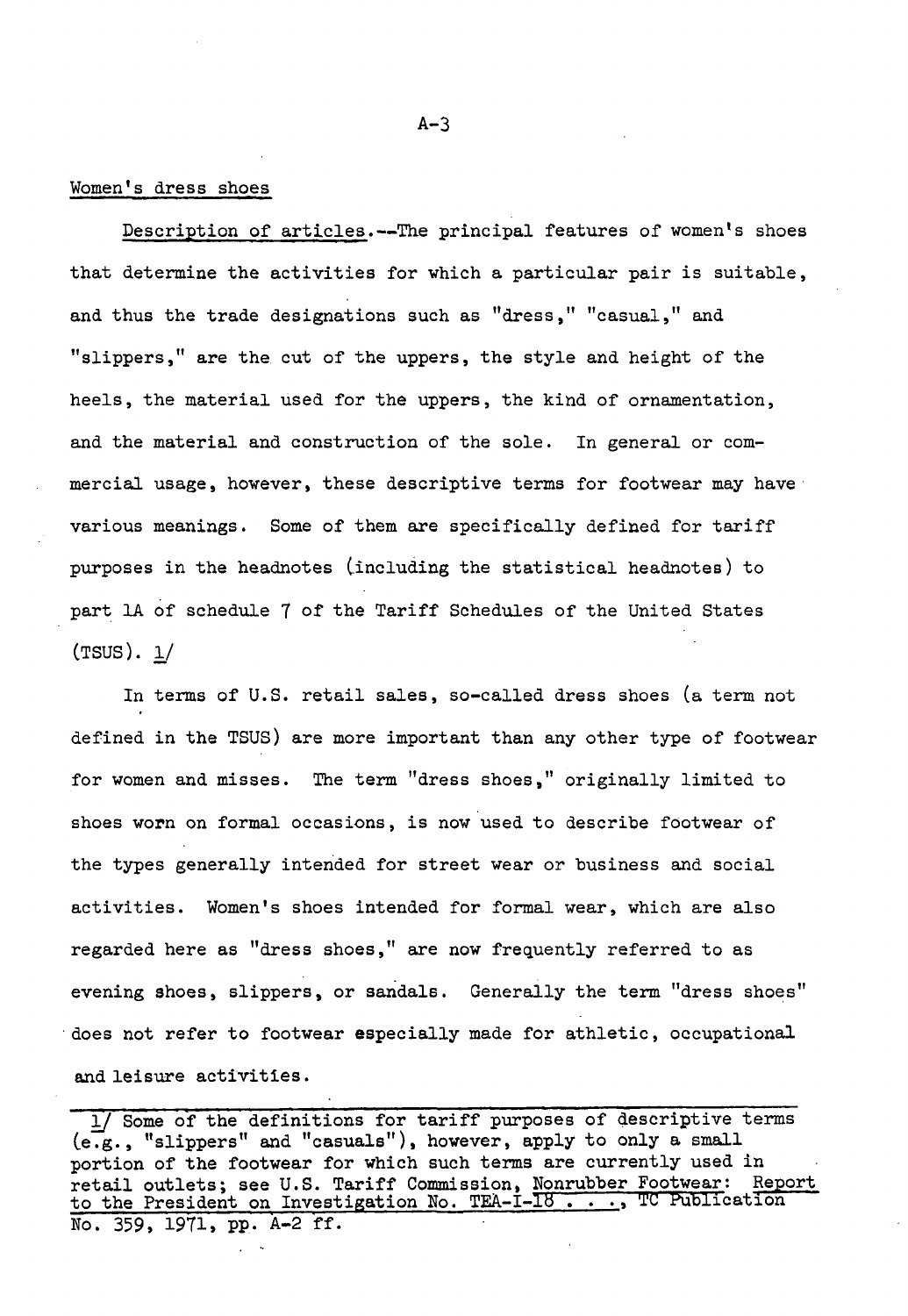## Women's dress shoes

Description of articles.--The principal features of women's shoes that determine the activities for which a particular pair is suitable, and thus the trade designations such as "dress," "casual," and "slippers," are the cut of the uppers, the style and height of the heels, the material used for the uppers, the kind of ornamentation, and the material and construction of the sole. In general or commercial usage, however, these descriptive terms for footwear may have various meanings. Some of them are specifically defined for tariff purposes in the headnotes (including the statistical headnotes) to part 1A of schedule 7 of the Tariff Schedules of the United States (TSUS). 1/

In terms of U.S. retail sales, so-called dress shoes (a term not defined in the TSUS) are more important than any other type of footwear for women and misses. The term "dress shoes," originally limited to shoes worn on formal occasions, is now used to describe footwear of the types generally intended for street wear or business and social activities. Women's shoes intended for formal wear, which are also regarded here as "dress shoes," are now frequently referred to as evening shoes, slippers, or sandals. Generally the term "dress shoes" does not refer to footwear especially made for athletic, occupational and leisure activities.

---

1/ Some of the definitions for tariff purposes of descriptive terms (e.g., "slippers" and "casuals"), however, apply to only a small portion of the footwear for which such terms are currently used in retail outlets; see U.S. Tariff Commission, Nonrubber Footwear: Report to the President on Investigation No. TEA-I-18 . . ., TC Publication No. 359, 1971, pp. A-2 ff.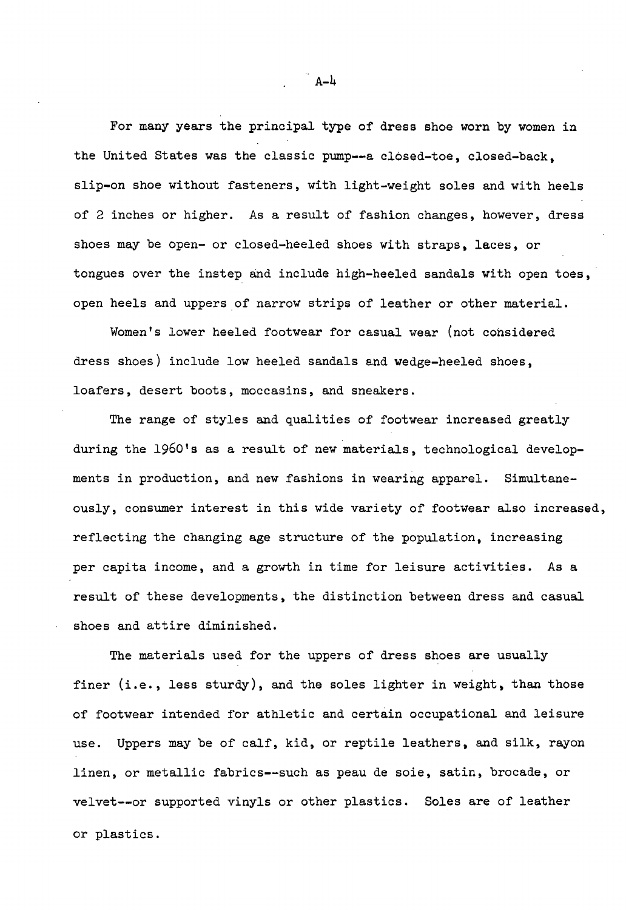For many years the principal type of dress shoe worn by women in the United States was the classic pump--a closed-toe, closed-back, slip-on shoe without fasteners, with light-weight soles and with heels of 2 inches or higher. As a result of fashion changes, however, dress shoes may be open- or closed-heeled shoes with straps, laces, or tongues over the instep and include high-heeled sandals with open toes, open heels and uppers of narrow strips of leather or other material.

Women's lower heeled footwear for casual wear (not considered dress shoes) include low heeled sandals and wedge-heeled shoes, loafers, desert boots, moccasins, and sneakers.

The range of styles and qualities of footwear increased greatly during the 1960's as a result of new materials, technological developments in production, and new fashions in wearing apparel. Simultaneously, consumer interest in this wide variety of footwear also increased, reflecting the changing age structure of the population, increasing per capita income, and a growth in time for leisure activities. As a result of these developments, the distinction between dress and casual shoes and attire diminished.

The materials used for the uppers of dress shoes are usually finer (i.e., less sturdy), and the soles lighter in weight, than those of footwear intended for athletic and certain occupational and leisure use. Uppers may be of calf, kid, or reptile leathers, and silk, rayon linen, or metallic fabrics--such as peau de soie, satin, brocade, or velvet--or supported vinyls or other plastics. Soles are of leather or plastics.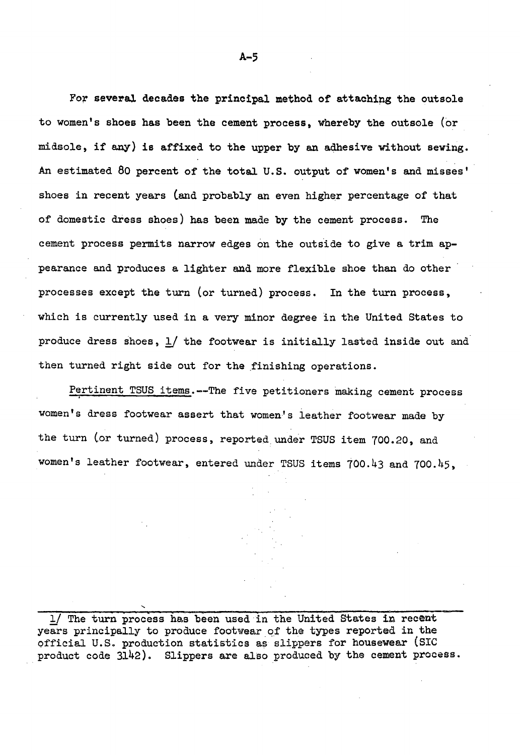For several decades the principal method of attaching the outsole to women's shoes has been the cement process, whereby the outsole (or midsole, if any) is affixed to the upper by an adhesive without sewing. An estimated 80 percent of the total U.S. output of women's and misses' shoes in recent years (and probably an even higher percentage of that of domestic dress shoes) has been made by the cement process. The cement process permits narrow edges on the outside to give a trim appearance and produces a lighter and more flexible shoe than do other processes except the turn (or turned) process. In the turn process, which is currently used in a very minor degree in the United States to produce dress shoes, [1] the footwear is initially lasted inside out and then turned right side out for the finishing operations.

Pertinent TSUS items.--The five petitioners making cement process women's dress footwear assert that women's leather footwear made by the turn (or turned) process, reported under TSUS item 700.20, and women's leather footwear, entered under TSUS items 700.43 and 700.45,

---

1/ The turn process has been used in the United States in recent years principally to produce footwear of the types reported in the official U.S. production statistics as slippers for housewear (SIC product code 3142). Slippers are also produced by the cement process.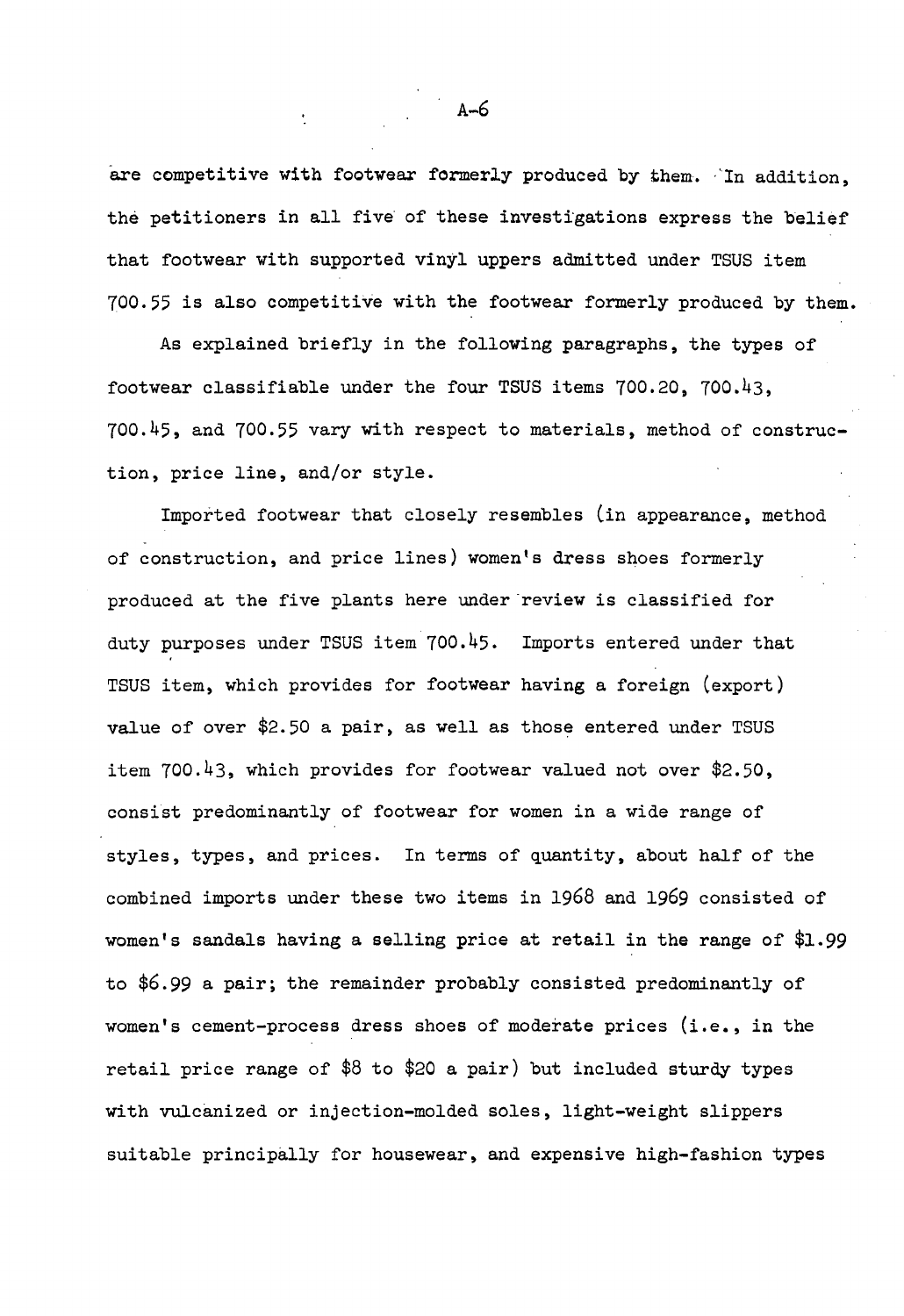are competitive with footwear formerly produced by them. In addition, the petitioners in all five of these investigations express the belief that footwear with supported vinyl uppers admitted under TSUS item 700.55 is also competitive with the footwear formerly produced by them.

As explained briefly in the following paragraphs, the types of footwear classifiable under the four TSUS items 700.20, 700.43, 700.45, and 700.55 vary with respect to materials, method of construction, price line, and/or style.

Imported footwear that closely resembles (in appearance, method of construction, and price lines) women's dress shoes formerly produced at the five plants here under review is classified for duty purposes under TSUS item 700.45. Imports entered under that TSUS item, which provides for footwear having a foreign (export) value of over $2.50 a pair, as well as those entered under TSUS item 700.43, which provides for footwear valued not over $2.50, consist predominantly of footwear for women in a wide range of styles, types, and prices. In terms of quantity, about half of the combined imports under these two items in 1968 and 1969 consisted of women's sandals having a selling price at retail in the range of $1.99 to $6.99 a pair; the remainder probably consisted predominantly of women's cement-process dress shoes of moderate prices (i.e., in the retail price range of $8 to $20 a pair) but included sturdy types with vulcanized or injection-molded soles, light-weight slippers suitable principally for housewear, and expensive high-fashion types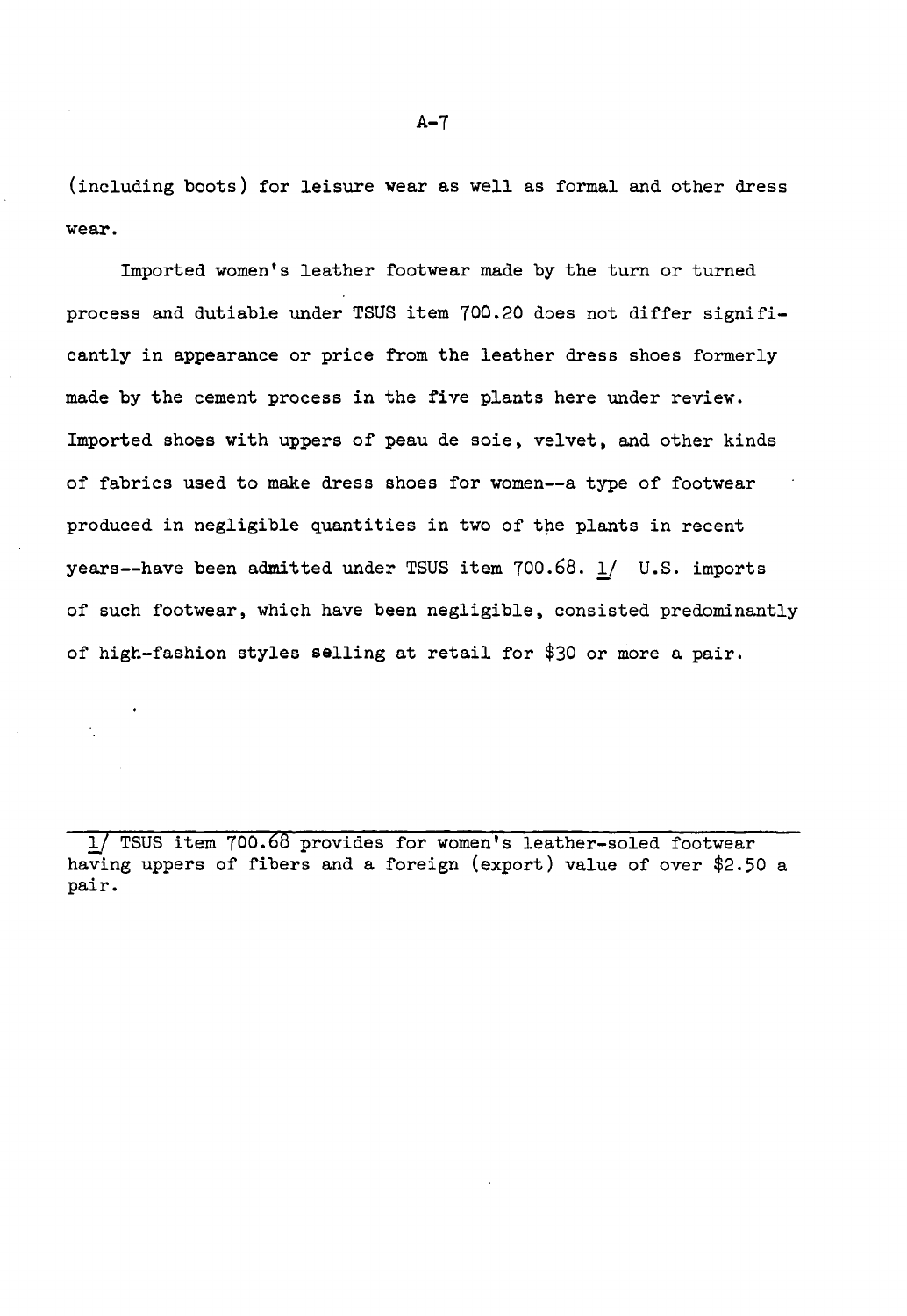(including boots) for leisure wear as well as formal and other dress wear.

Imported women's leather footwear made by the turn or turned process and dutiable under TSUS item 700.20 does not differ significantly in appearance or price from the leather dress shoes formerly made by the cement process in the five plants here under review. Imported shoes with uppers of peau de soie, velvet, and other kinds of fabrics used to make dress shoes for women--a type of footwear produced in negligible quantities in two of the plants in recent years--have been admitted under TSUS item 700.68. 1/ U.S. imports of such footwear, which have been negligible, consisted predominantly of high-fashion styles selling at retail for $30 or more a pair.

---

1/ TSUS item 700.68 provides for women's leather-soled footwear having uppers of fibers and a foreign (export) value of over $2.50 a pair.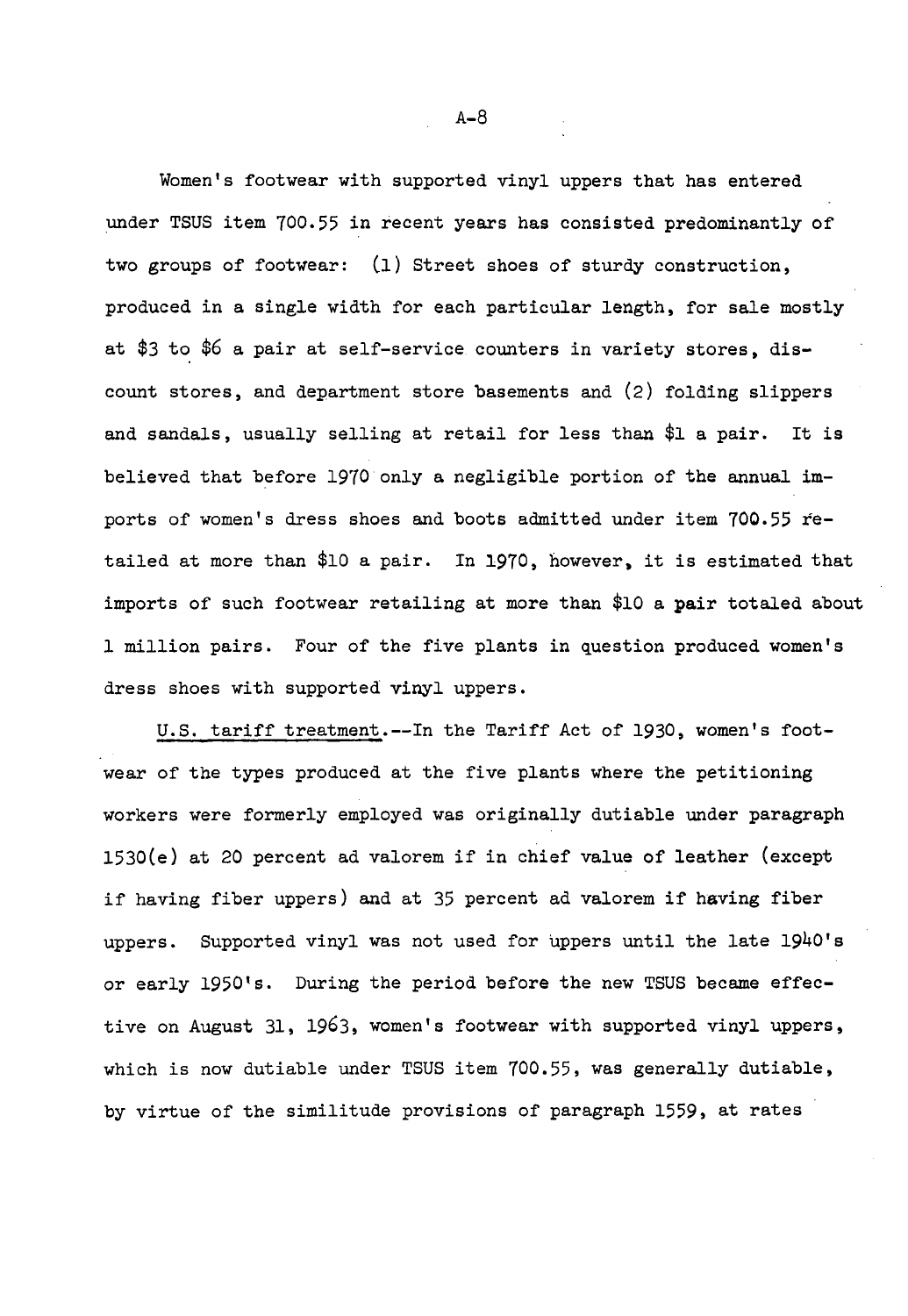Women's footwear with supported vinyl uppers that has entered under TSUS item 700.55 in recent years has consisted predominantly of two groups of footwear: (1) Street shoes of sturdy construction, produced in a single width for each particular length, for sale mostly at $3 to $6 a pair at self-service counters in variety stores, discount stores, and department store basements and (2) folding slippers and sandals, usually selling at retail for less than $1 a pair. It is believed that before 1970 only a negligible portion of the annual imports of women's dress shoes and boots admitted under item 700.55 retailed at more than $10 a pair. In 1970, however, it is estimated that imports of such footwear retailing at more than $10 a pair totaled about 1 million pairs. Four of the five plants in question produced women's dress shoes with supported vinyl uppers.

U.S. tariff treatment.--In the Tariff Act of 1930, women's footwear of the types produced at the five plants where the petitioning workers were formerly employed was originally dutiable under paragraph 1530(e) at 20 percent ad valorem if in chief value of leather (except if having fiber uppers) and at 35 percent ad valorem if having fiber uppers. Supported vinyl was not used for uppers until the late 1940's or early 1950's. During the period before the new TSUS became effective on August 31, 1963, women's footwear with supported vinyl uppers, which is now dutiable under TSUS item 700.55, was generally dutiable, by virtue of the similitude provisions of paragraph 1559, at rates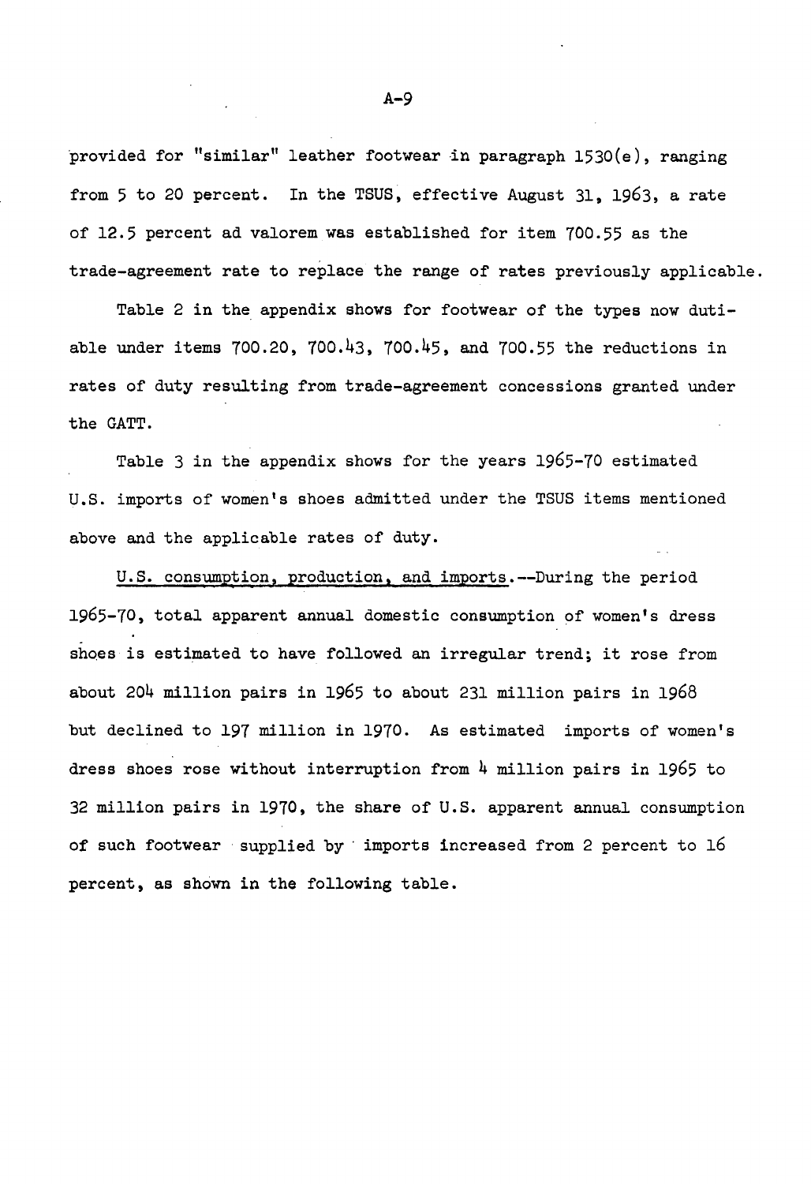provided for "similar" leather footwear in paragraph 1530(e), ranging from 5 to 20 percent. In the TSUS, effective August 31, 1963, a rate of 12.5 percent ad valorem was established for item 700.55 as the trade-agreement rate to replace the range of rates previously applicable.

Table 2 in the appendix shows for footwear of the types now dutiable under items 700.20, 700.43, 700.45, and 700.55 the reductions in rates of duty resulting from trade-agreement concessions granted under the GATT.

Table 3 in the appendix shows for the years 1965-70 estimated U.S. imports of women's shoes admitted under the TSUS items mentioned above and the applicable rates of duty.

U.S. consumption, production, and imports.--During the period 1965-70, total apparent annual domestic consumption of women's dress shoes is estimated to have followed an irregular trend; it rose from about 204 million pairs in 1965 to about 231 million pairs in 1968 but declined to 197 million in 1970. As estimated imports of women's dress shoes rose without interruption from 4 million pairs in 1965 to 32 million pairs in 1970, the share of U.S. apparent annual consumption of such footwear supplied by imports increased from 2 percent to 16 percent, as shown in the following table.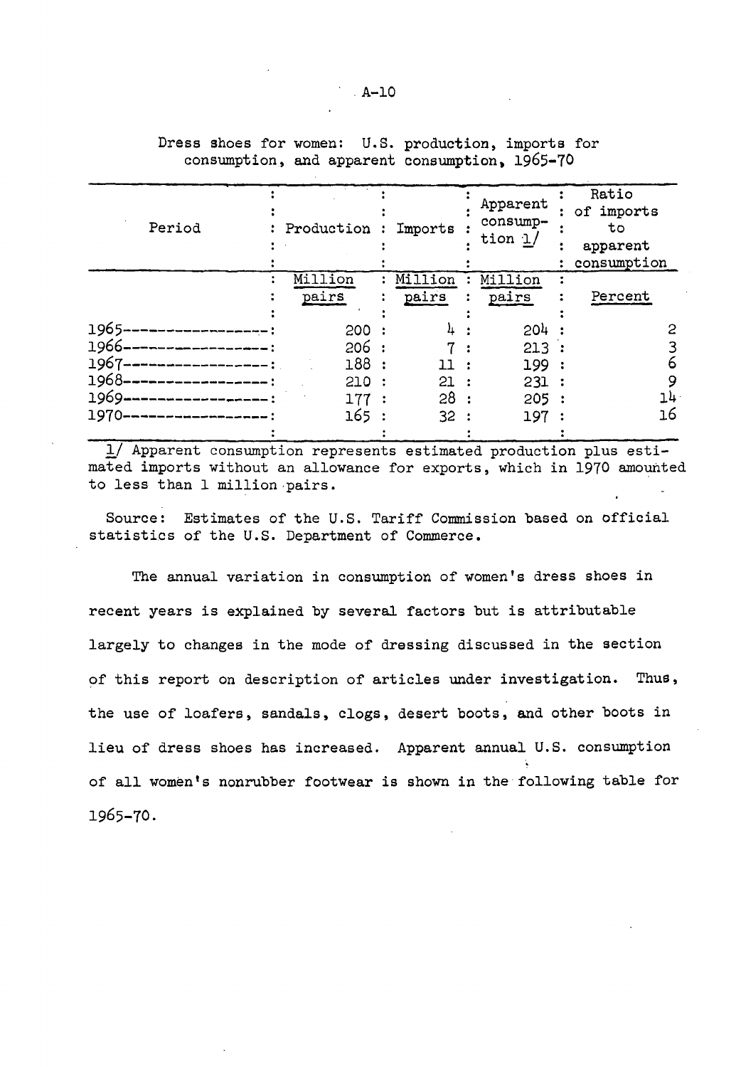Dress shoes for women: U.S. production, imports for consumption, and apparent consumption, 1965-70

| Period | Production | Imports | Apparent consumption 1/ | Ratio of imports to apparent consumption |
|---|---|---|---|---|
| | Million pairs | Million pairs | Million pairs | Percent |
| 1965 | 200 | 4 | 204 | 2 |
| 1966 | 206 | 7 | 213 | 3 |
| 1967 | 188 | 11 | 199 | 6 |
| 1968 | 210 | 21 | 231 | 9 |
| 1969 | 177 | 28 | 205 | 14 |
| 1970 | 165 | 32 | 197 | 16 |

1/ Apparent consumption represents estimated production plus estimated imports without an allowance for exports, which in 1970 amounted to less than 1 million pairs.

Source: Estimates of the U.S. Tariff Commission based on official statistics of the U.S. Department of Commerce.

The annual variation in consumption of women's dress shoes in recent years is explained by several factors but is attributable largely to changes in the mode of dressing discussed in the section of this report on description of articles under investigation. Thus, the use of loafers, sandals, clogs, desert boots, and other boots in lieu of dress shoes has increased. Apparent annual U.S. consumption of all women's nonrubber footwear is shown in the following table for 1965-70.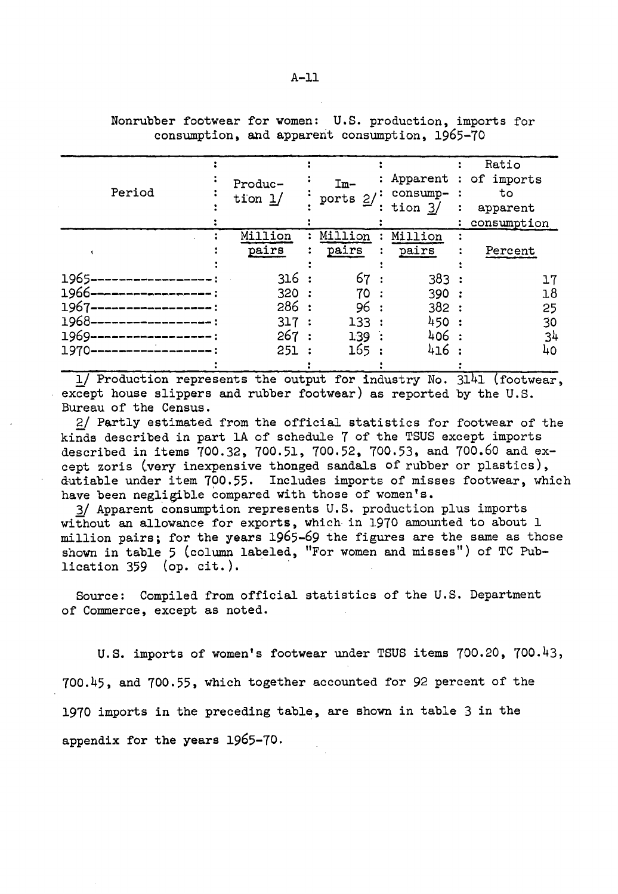Nonrubber footwear for women: U.S. production, imports for consumption, and apparent consumption, 1965-70

| Period | Production 1/ | Imports 2/ | Apparent consumption 3/ | Ratio of imports to apparent consumption |
|---|---|---|---|---|
| | Million pairs | Million pairs | Million pairs | Percent |
| 1965 | 316 | 67 | 383 | 17 |
| 1966 | 320 | 70 | 390 | 18 |
| 1967 | 286 | 96 | 382 | 25 |
| 1968 | 317 | 133 | 450 | 30 |
| 1969 | 267 | 139 | 406 | 34 |
| 1970 | 251 | 165 | 416 | 40 |

1/ Production represents the output for industry No. 3141 (footwear, except house slippers and rubber footwear) as reported by the U.S. Bureau of the Census.

2/ Partly estimated from the official statistics for footwear of the kinds described in part 1A of schedule 7 of the TSUS except imports described in items 700.32, 700.51, 700.52, 700.53, and 700.60 and except zoris (very inexpensive thonged sandals of rubber or plastics), dutiable under item 700.55. Includes imports of misses footwear, which have been negligible compared with those of women's.

3/ Apparent consumption represents U.S. production plus imports without an allowance for exports, which in 1970 amounted to about 1 million pairs; for the years 1965-69 the figures are the same as those shown in table 5 (column labeled, "For women and misses") of TC Publication 359 (op. cit.).

Source: Compiled from official statistics of the U.S. Department of Commerce, except as noted.

U.S. imports of women's footwear under TSUS items 700.20, 700.43, 700.45, and 700.55, which together accounted for 92 percent of the 1970 imports in the preceding table, are shown in table 3 in the appendix for the years 1965-70.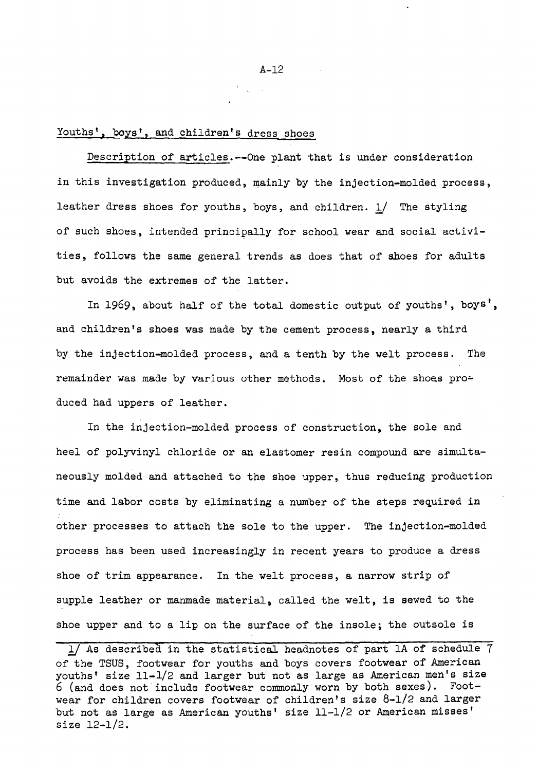Youths', boys', and children's dress shoes

Description of articles.--One plant that is under consideration in this investigation produced, mainly by the injection-molded process, leather dress shoes for youths, boys, and children. 1/ The styling of such shoes, intended principally for school wear and social activities, follows the same general trends as does that of shoes for adults but avoids the extremes of the latter.

In 1969, about half of the total domestic output of youths', boys', and children's shoes was made by the cement process, nearly a third by the injection-molded process, and a tenth by the welt process. The remainder was made by various other methods. Most of the shoes produced had uppers of leather.

In the injection-molded process of construction, the sole and heel of polyvinyl chloride or an elastomer resin compound are simultaneously molded and attached to the shoe upper, thus reducing production time and labor costs by eliminating a number of the steps required in other processes to attach the sole to the upper. The injection-molded process has been used increasingly in recent years to produce a dress shoe of trim appearance. In the welt process, a narrow strip of supple leather or manmade material, called the welt, is sewed to the shoe upper and to a lip on the surface of the insole; the outsole is

1/ As described in the statistical headnotes of part 1A of schedule 7 of the TSUS, footwear for youths and boys covers footwear of American youths' size 11-1/2 and larger but not as large as American men's size 6 (and does not include footwear commonly worn by both sexes). Footwear for children covers footwear of children's size 8-1/2 and larger but not as large as American youths' size 11-1/2 or American misses' size 12-1/2.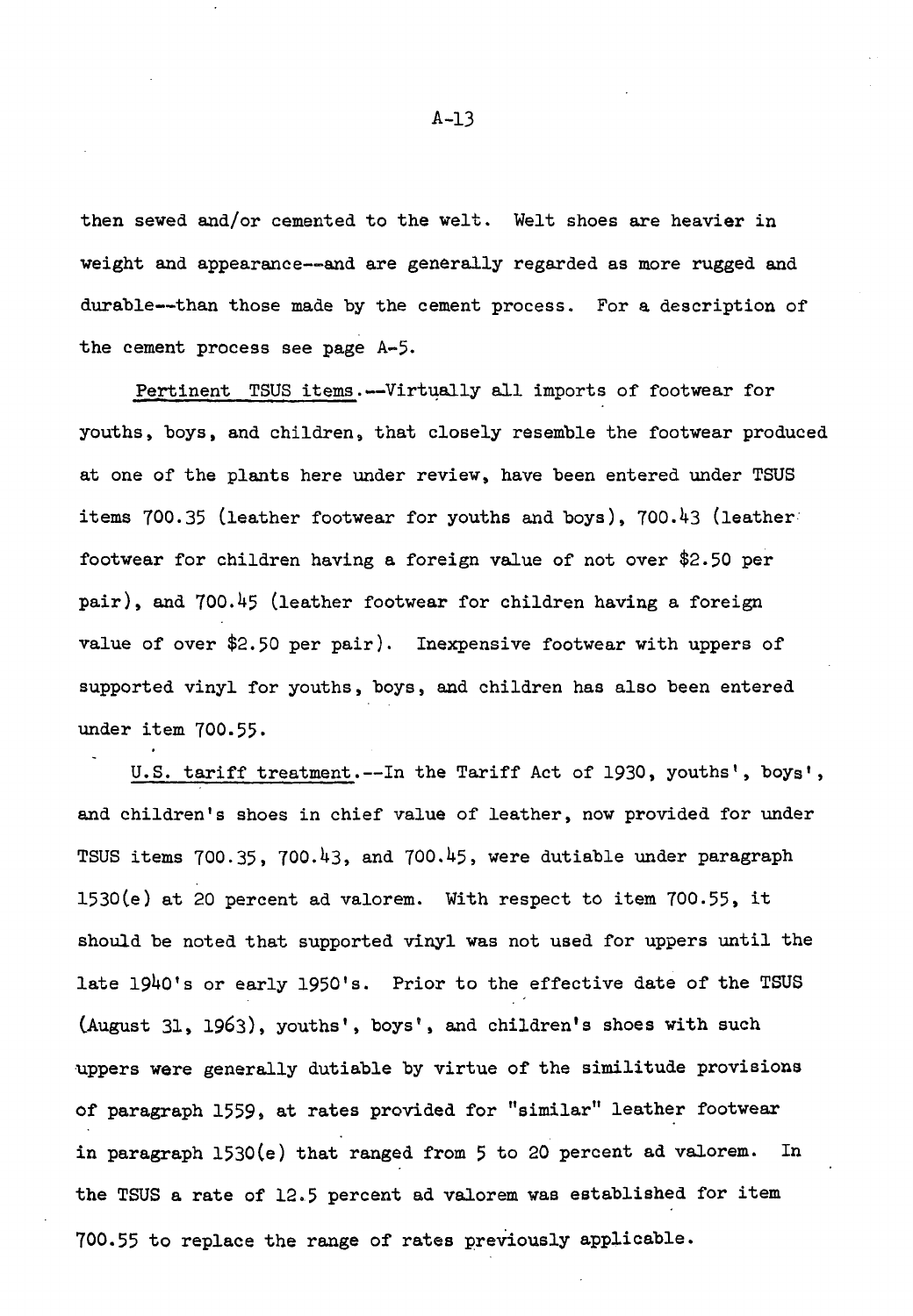then sewed and/or cemented to the welt. Welt shoes are heavier in weight and appearance--and are generally regarded as more rugged and durable--than those made by the cement process. For a description of the cement process see page A-5.

Pertinent TSUS items.--Virtually all imports of footwear for youths, boys, and children, that closely resemble the footwear produced at one of the plants here under review, have been entered under TSUS items 700.35 (leather footwear for youths and boys), 700.43 (leather footwear for children having a foreign value of not over $2.50 per pair), and 700.45 (leather footwear for children having a foreign value of over $2.50 per pair). Inexpensive footwear with uppers of supported vinyl for youths, boys, and children has also been entered under item 700.55.

U.S. tariff treatment.--In the Tariff Act of 1930, youths', boys', and children's shoes in chief value of leather, now provided for under TSUS items 700.35, 700.43, and 700.45, were dutiable under paragraph 1530(e) at 20 percent ad valorem. With respect to item 700.55, it should be noted that supported vinyl was not used for uppers until the late 1940's or early 1950's. Prior to the effective date of the TSUS (August 31, 1963), youths', boys', and children's shoes with such uppers were generally dutiable by virtue of the similitude provisions of paragraph 1559, at rates provided for "similar" leather footwear in paragraph 1530(e) that ranged from 5 to 20 percent ad valorem. In the TSUS a rate of 12.5 percent ad valorem was established for item 700.55 to replace the range of rates previously applicable.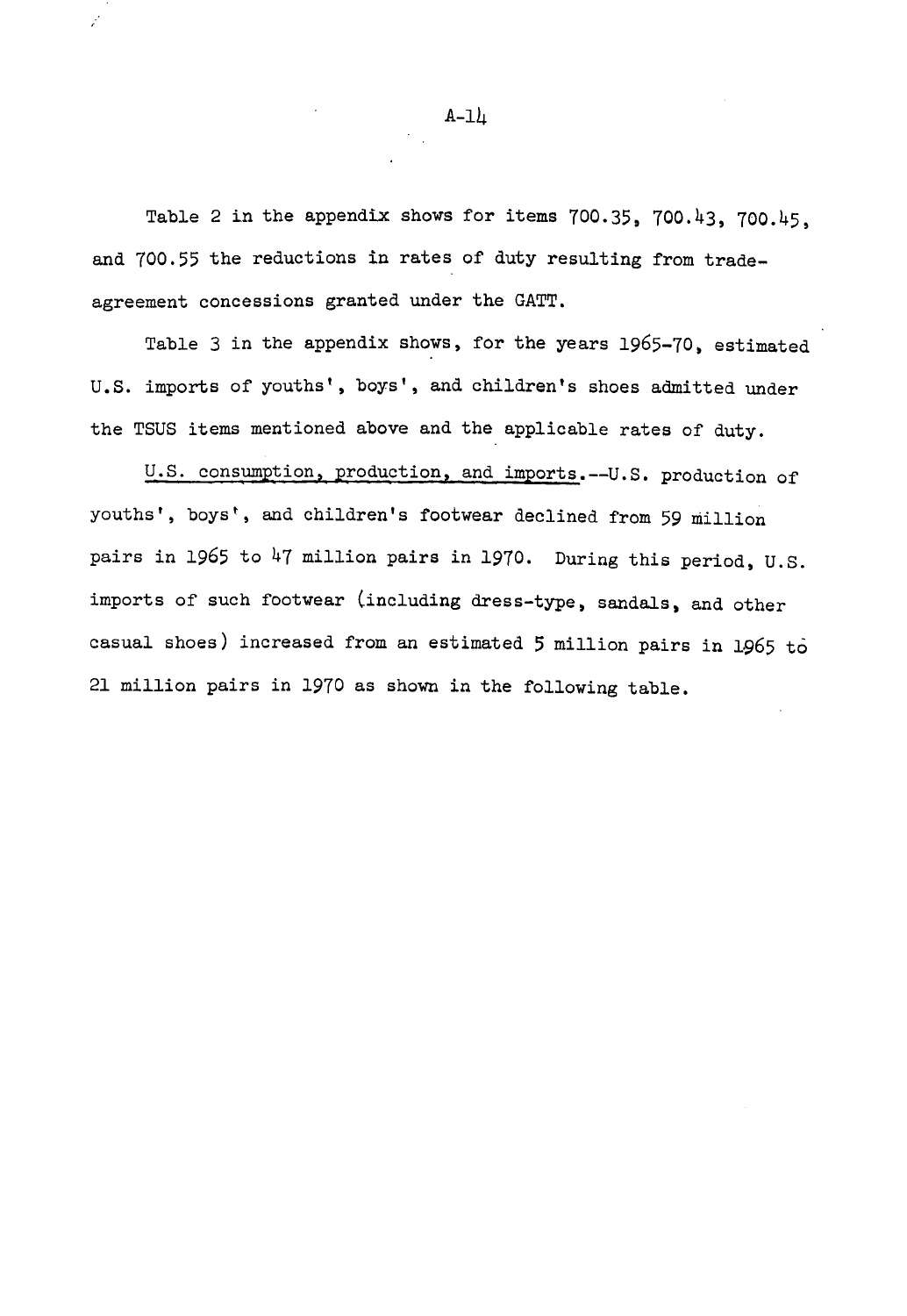Table 2 in the appendix shows for items 700.35, 700.43, 700.45, and 700.55 the reductions in rates of duty resulting from trade-agreement concessions granted under the GATT.

Table 3 in the appendix shows, for the years 1965-70, estimated U.S. imports of youths', boys', and children's shoes admitted under the TSUS items mentioned above and the applicable rates of duty.

<u>U.S. consumption, production, and imports</u>.--U.S. production of youths', boys', and children's footwear declined from 59 million pairs in 1965 to 47 million pairs in 1970. During this period, U.S. imports of such footwear (including dress-type, sandals, and other casual shoes) increased from an estimated 5 million pairs in 1965 to 21 million pairs in 1970 as shown in the following table.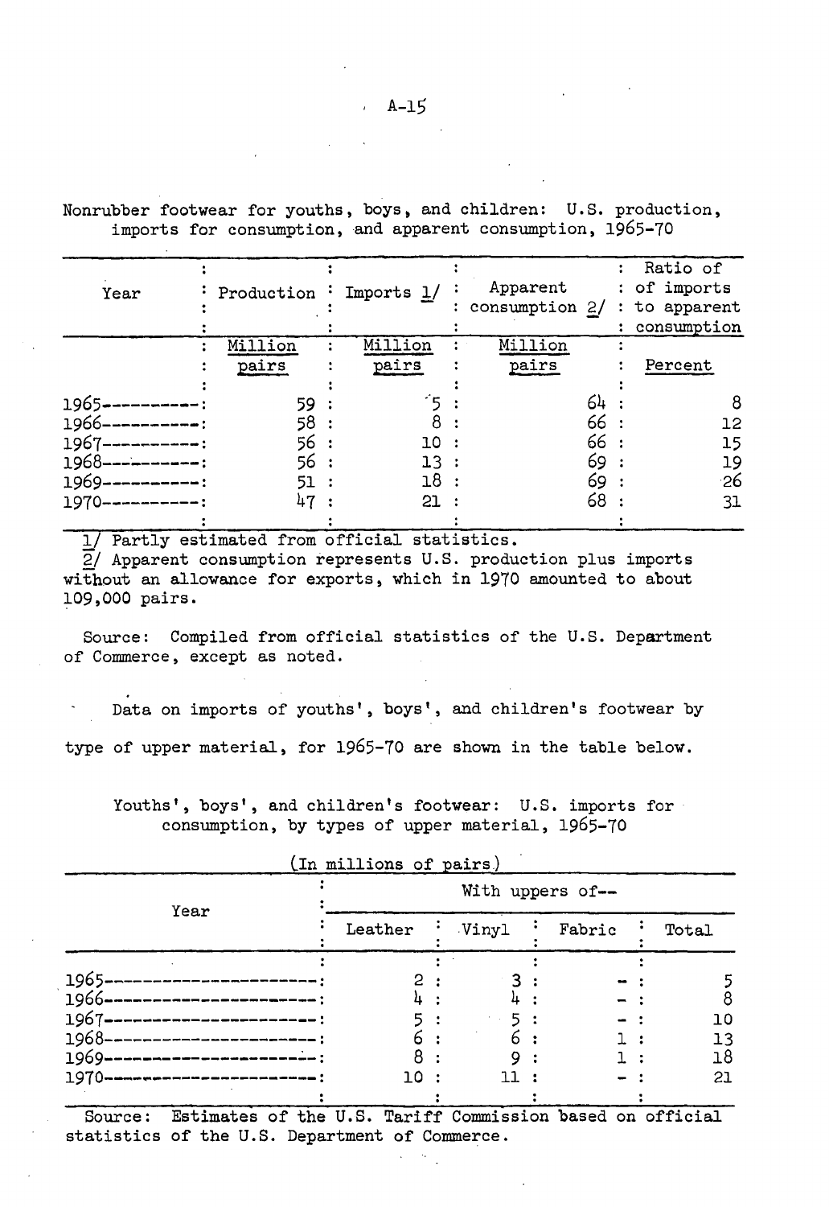Nonrubber footwear for youths, boys, and children: U.S. production, imports for consumption, and apparent consumption, 1965-70

| Year | Production | Imports 1/ | Apparent consumption 2/ | Ratio of imports to apparent consumption |
|---|---|---|---|---|
| | Million pairs | Million pairs | Million pairs | Percent |
| 1965 | 59 | 5 | 64 | 8 |
| 1966 | 58 | 8 | 66 | 12 |
| 1967 | 56 | 10 | 66 | 15 |
| 1968 | 56 | 13 | 69 | 19 |
| 1969 | 51 | 18 | 69 | 26 |
| 1970 | 47 | 21 | 68 | 31 |

1/ Partly estimated from official statistics.
2/ Apparent consumption represents U.S. production plus imports without an allowance for exports, which in 1970 amounted to about 109,000 pairs.

Source: Compiled from official statistics of the U.S. Department of Commerce, except as noted.

Data on imports of youths', boys', and children's footwear by type of upper material, for 1965-70 are shown in the table below.

Youths', boys', and children's footwear: U.S. imports for consumption, by types of upper material, 1965-70

(In millions of pairs)

| Year | With uppers of-- | | | |
|---|---|---|---|---|
| | Leather | Vinyl | Fabric | Total |
| 1965 | 2 | 3 | - | 5 |
| 1966 | 4 | 4 | - | 8 |
| 1967 | 5 | 5 | - | 10 |
| 1968 | 6 | 6 | 1 | 13 |
| 1969 | 8 | 9 | 1 | 18 |
| 1970 | 10 | 11 | - | 21 |

Source: Estimates of the U.S. Tariff Commission based on official statistics of the U.S. Department of Commerce.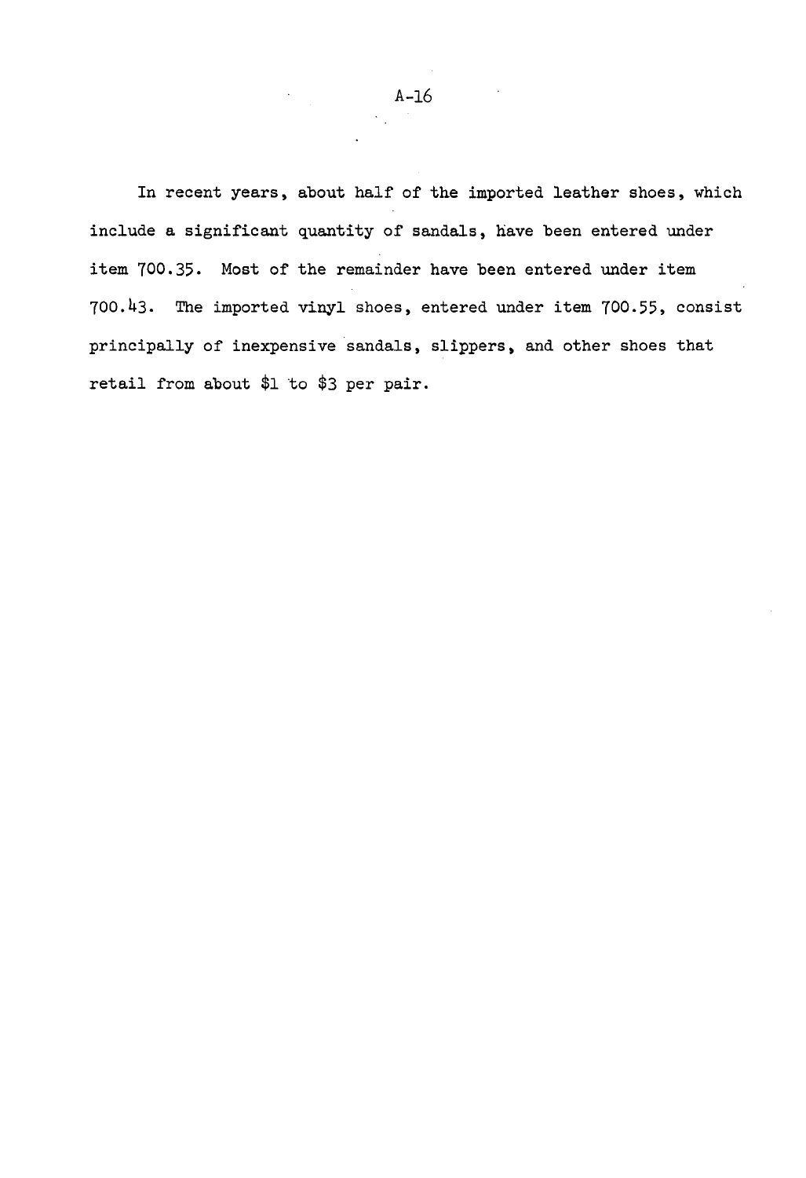In recent years, about half of the imported leather shoes, which include a significant quantity of sandals, have been entered under item 700.35. Most of the remainder have been entered under item 700.43. The imported vinyl shoes, entered under item 700.55, consist principally of inexpensive sandals, slippers, and other shoes that retail from about $1 to $3 per pair.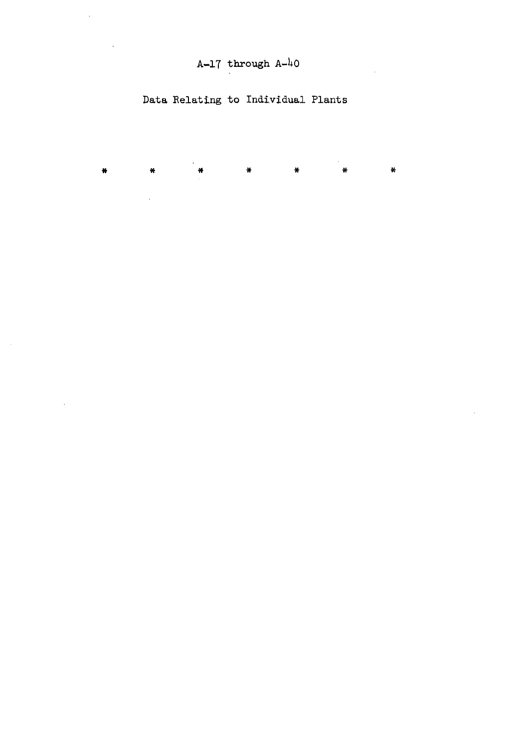A-17 through A-40

Data Relating to Individual Plants

\* \* \* \* \* \* \*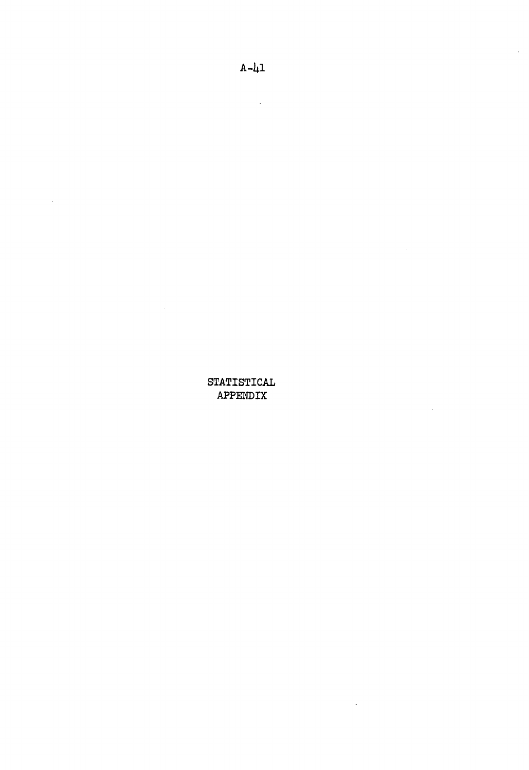# STATISTICAL APPENDIX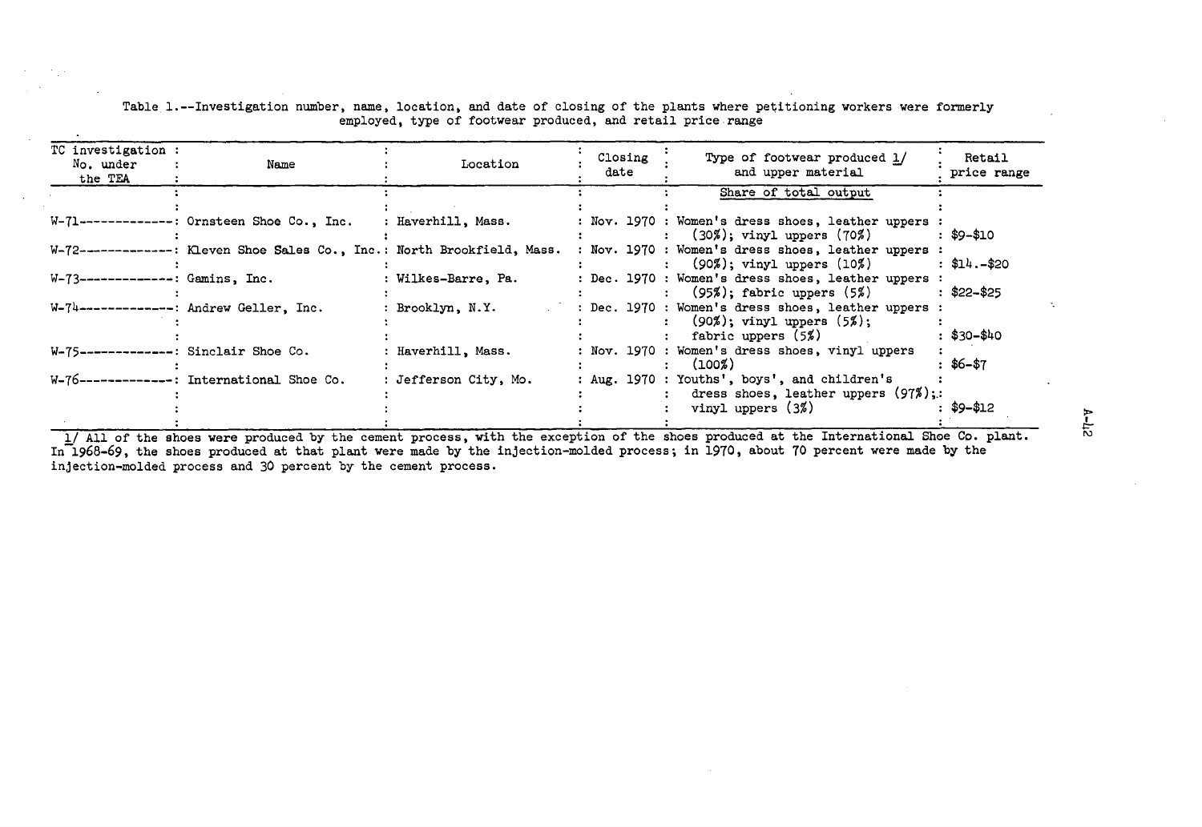Table 1.--Investigation number, name, location, and date of closing of the plants where petitioning workers were formerly employed, type of footwear produced, and retail price range

| TC investigation No. under the TEA | Name | Location | Closing date | Type of footwear produced 1/ and upper material | Retail price range |
|---|---|---|---|---|---|
| | | | | Share of total output | |
| W-71 | Ornsteen Shoe Co., Inc. | Haverhill, Mass. | Nov. 1970 | Women's dress shoes, leather uppers (30%); vinyl uppers (70%) | $9-$10 |
| W-72 | Kleven Shoe Sales Co., Inc. | North Brookfield, Mass. | Nov. 1970 | Women's dress shoes, leather uppers (90%); vinyl uppers (10%) | $14.-$20 |
| W-73 | Gamins, Inc. | Wilkes-Barre, Pa. | Dec. 1970 | Women's dress shoes, leather uppers (95%); fabric uppers (5%) | $22-$25 |
| W-74 | Andrew Geller, Inc. | Brooklyn, N.Y. | Dec. 1970 | Women's dress shoes, leather uppers (90%); vinyl uppers (5%); fabric uppers (5%) | $30-$40 |
| W-75 | Sinclair Shoe Co. | Haverhill, Mass. | Nov. 1970 | Women's dress shoes, vinyl uppers (100%) | $6-$7 |
| W-76 | International Shoe Co. | Jefferson City, Mo. | Aug. 1970 | Youths', boys', and children's dress shoes, leather uppers (97%); vinyl uppers (3%) | $9-$12 |

1/ All of the shoes were produced by the cement process, with the exception of the shoes produced at the International Shoe Co. plant. In 1968-69, the shoes produced at that plant were made by the injection-molded process; in 1970, about 70 percent were made by the injection-molded process and 30 percent by the cement process.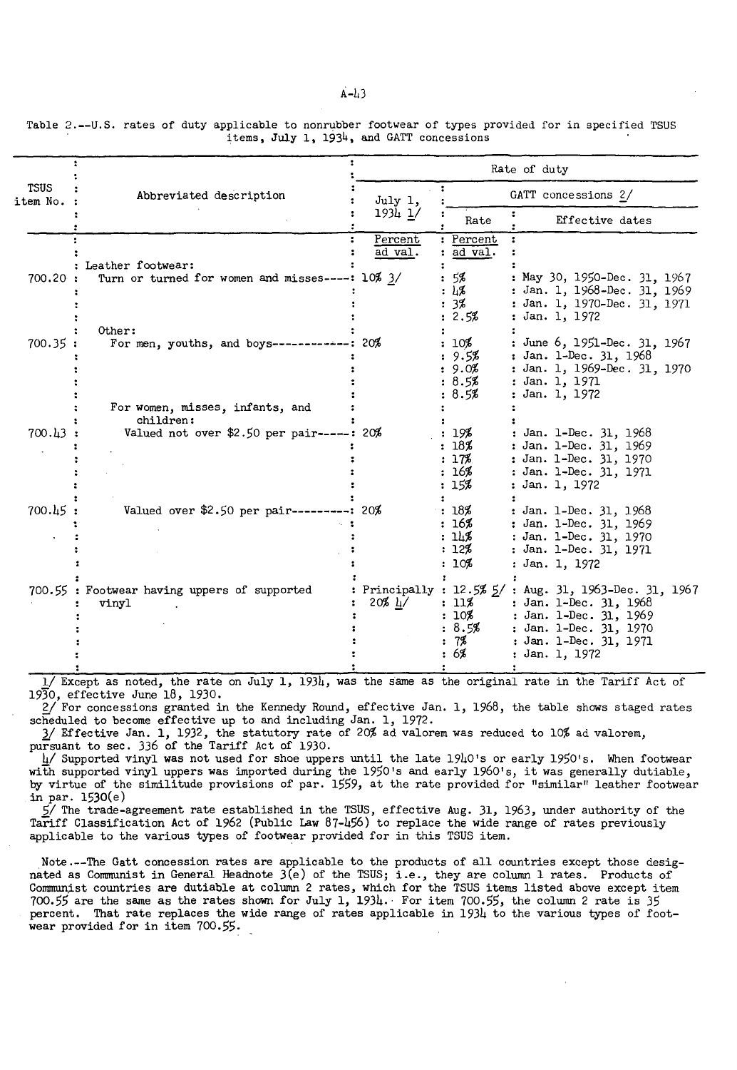Table 2.--U.S. rates of duty applicable to nonrubber footwear of types provided for in specified TSUS items, July 1, 1934, and GATT concessions

| TSUS item No. | Abbreviated description | Rate of duty | | |
|---|---|---|---|---|
| | | July 1, 1934 1/ | GATT concessions 2/ | |
| | | | Rate | Effective dates |
| | | Percent ad val. | Percent ad val. | |
| | Leather footwear: | | | |
| 700.20 | Turn or turned for women and misses | 10% 3/ | 5% | May 30, 1950-Dec. 31, 1967 |
| | | | 4% | Jan. 1, 1968-Dec. 31, 1969 |
| | | | 3% | Jan. 1, 1970-Dec. 31, 1971 |
| | | | 2.5% | Jan. 1, 1972 |
| | Other: | | | |
| 700.35 | For men, youths, and boys | 20% | 10% | June 6, 1951-Dec. 31, 1967 |
| | | | 9.5% | Jan. 1-Dec. 31, 1968 |
| | | | 9.0% | Jan. 1, 1969-Dec. 31, 1970 |
| | | | 8.5% | Jan. 1, 1971 |
| | | | 8.5% | Jan. 1, 1972 |
| | For women, misses, infants, and children: | | | |
| 700.43 | Valued not over $2.50 per pair | 20% | 19% | Jan. 1-Dec. 31, 1968 |
| | | | 18% | Jan. 1-Dec. 31, 1969 |
| | | | 17% | Jan. 1-Dec. 31, 1970 |
| | | | 16% | Jan. 1-Dec. 31, 1971 |
| | | | 15% | Jan. 1, 1972 |
| 700.45 | Valued over $2.50 per pair | 20% | 18% | Jan. 1-Dec. 31, 1968 |
| | | | 16% | Jan. 1-Dec. 31, 1969 |
| | | | 14% | Jan. 1-Dec. 31, 1970 |
| | | | 12% | Jan. 1-Dec. 31, 1971 |
| | | | 10% | Jan. 1, 1972 |
| 700.55 | Footwear having uppers of supported vinyl | Principally 20% 4/ | 12.5% 5/ | Aug. 31, 1963-Dec. 31, 1967 |
| | | | 11% | Jan. 1-Dec. 31, 1968 |
| | | | 10% | Jan. 1-Dec. 31, 1969 |
| | | | 8.5% | Jan. 1-Dec. 31, 1970 |
| | | | 7% | Jan. 1-Dec. 31, 1971 |
| | | | 6% | Jan. 1, 1972 |

1/ Except as noted, the rate on July 1, 1934, was the same as the original rate in the Tariff Act of 1930, effective June 18, 1930.

2/ For concessions granted in the Kennedy Round, effective Jan. 1, 1968, the table shows staged rates scheduled to become effective up to and including Jan. 1, 1972.

3/ Effective Jan. 1, 1932, the statutory rate of 20% ad valorem was reduced to 10% ad valorem, pursuant to sec. 336 of the Tariff Act of 1930.

4/ Supported vinyl was not used for shoe uppers until the late 1940's or early 1950's. When footwear with supported vinyl uppers was imported during the 1950's and early 1960's, it was generally dutiable, by virtue of the similitude provisions of par. 1559, at the rate provided for "similar" leather footwear in par. 1530(e)

5/ The trade-agreement rate established in the TSUS, effective Aug. 31, 1963, under authority of the Tariff Classification Act of 1962 (Public Law 87-456) to replace the wide range of rates previously applicable to the various types of footwear provided for in this TSUS item.

Note.--The Gatt concession rates are applicable to the products of all countries except those designated as Communist in General Headnote 3(e) of the TSUS; i.e., they are column 1 rates. Products of Communist countries are dutiable at column 2 rates, which for the TSUS items listed above except item 700.55 are the same as the rates shown for July 1, 1934. For item 700.55, the column 2 rate is 35 percent. That rate replaces the wide range of rates applicable in 1934 to the various types of footwear provided for in item 700.55.